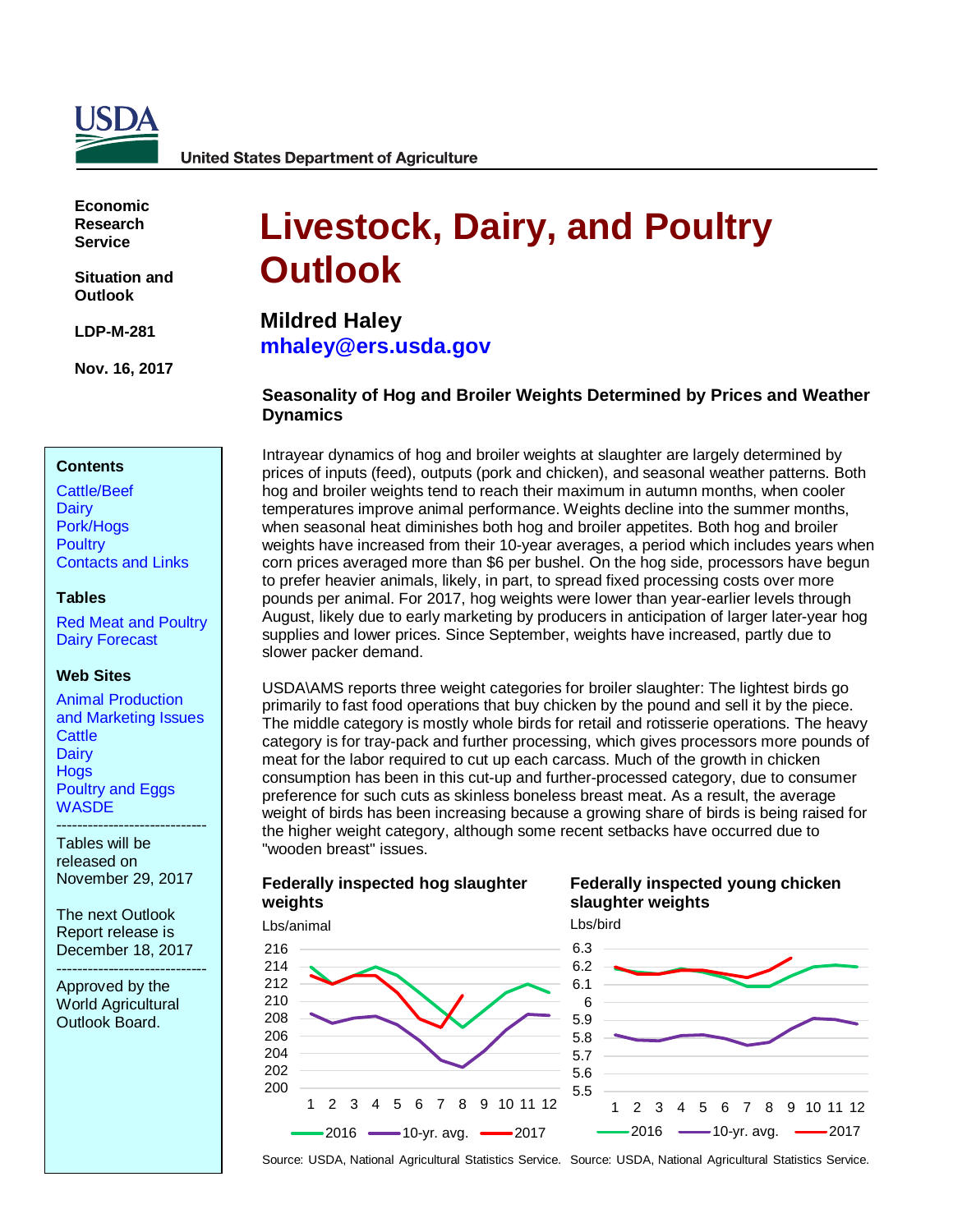USDA

United States Department of Agriculture

**Economic Research Service**

**Situation and Outlook**

**LDP-M-281**

**Nov. 16, 2017**

# Livestock, Dairy, and Poultry Outlook

## Mildred Haley

**mhaley@ers.usda.gov**

### Contents

Cattle/Beef
Dairy
Pork/Hogs
Poultry
Contacts and Links

### Tables

Red Meat and Poultry
Dairy Forecast

### Web Sites

Animal Production and Marketing Issues
Cattle
Dairy
Hogs
Poultry and Eggs
WASDE

---

Tables will be released on November 29, 2017

The next Outlook Report release is December 18, 2017

---

Approved by the World Agricultural Outlook Board.

### Seasonality of Hog and Broiler Weights Determined by Prices and Weather Dynamics

Intrayear dynamics of hog and broiler weights at slaughter are largely determined by prices of inputs (feed), outputs (pork and chicken), and seasonal weather patterns. Both hog and broiler weights tend to reach their maximum in autumn months, when cooler temperatures improve animal performance. Weights decline into the summer months, when seasonal heat diminishes both hog and broiler appetites. Both hog and broiler weights have increased from their 10-year averages, a period which includes years when corn prices averaged more than $6 per bushel. On the hog side, processors have begun to prefer heavier animals, likely, in part, to spread fixed processing costs over more pounds per animal. For 2017, hog weights were lower than year-earlier levels through August, likely due to early marketing by producers in anticipation of larger later-year hog supplies and lower prices. Since September, weights have increased, partly due to slower packer demand.

USDA\AMS reports three weight categories for broiler slaughter: The lightest birds go primarily to fast food operations that buy chicken by the pound and sell it by the piece. The middle category is mostly whole birds for retail and rotisserie operations. The heavy category is for tray-pack and further processing, which gives processors more pounds of meat for the labor required to cut up each carcass. Much of the growth in chicken consumption has been in this cut-up and further-processed category, due to consumer preference for such cuts as skinless boneless breast meat. As a result, the average weight of birds has been increasing because a growing share of birds is being raised for the higher weight category, although some recent setbacks have occurred due to "wooden breast" issues.

**Federally inspected hog slaughter weights**

Lbs/animal

Source: USDA, National Agricultural Statistics Service.

**Federally inspected young chicken slaughter weights**

Lbs/bird

Source: USDA, National Agricultural Statistics Service.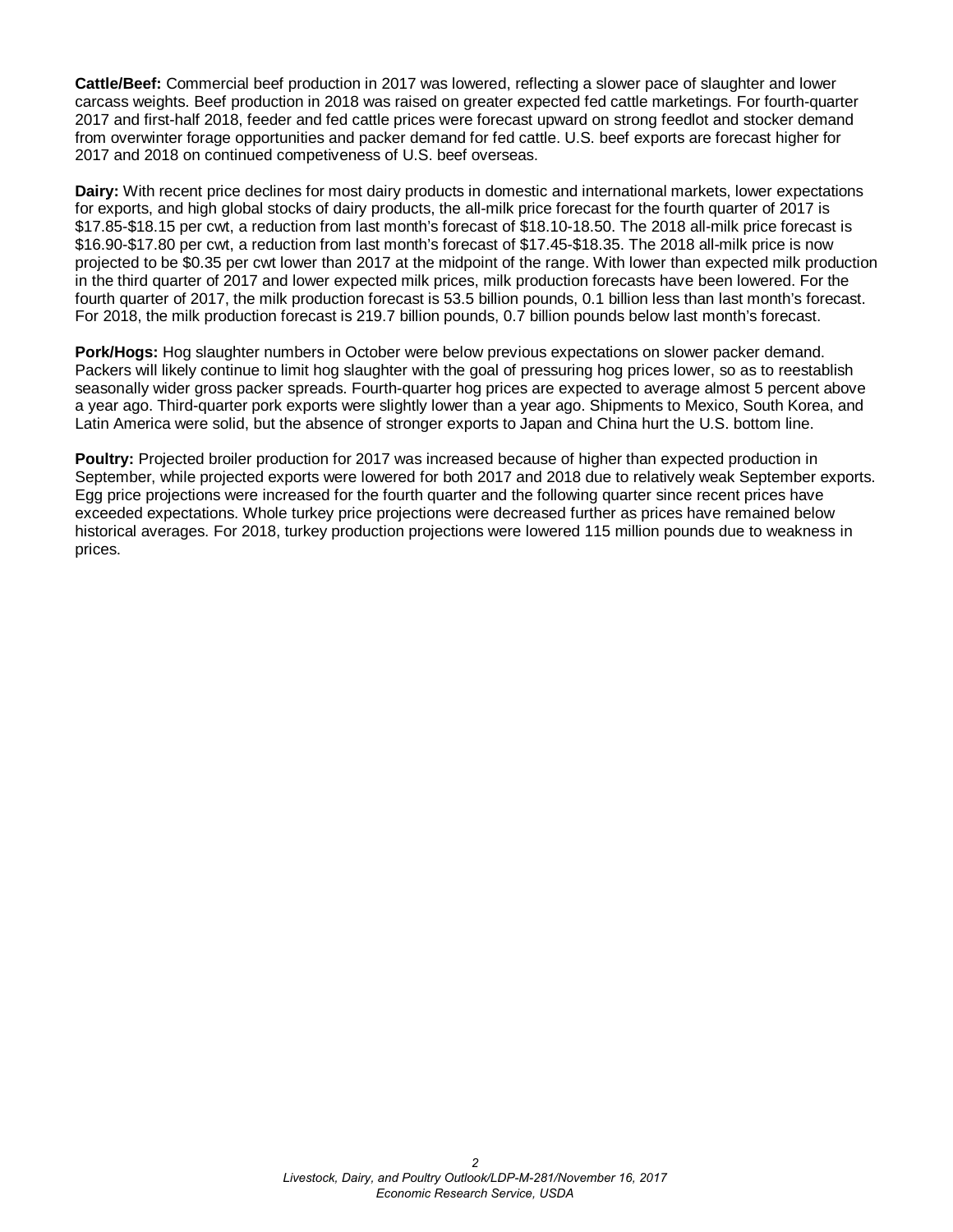**Cattle/Beef:** Commercial beef production in 2017 was lowered, reflecting a slower pace of slaughter and lower carcass weights. Beef production in 2018 was raised on greater expected fed cattle marketings. For fourth-quarter 2017 and first-half 2018, feeder and fed cattle prices were forecast upward on strong feedlot and stocker demand from overwinter forage opportunities and packer demand for fed cattle. U.S. beef exports are forecast higher for 2017 and 2018 on continued competiveness of U.S. beef overseas.

**Dairy:** With recent price declines for most dairy products in domestic and international markets, lower expectations for exports, and high global stocks of dairy products, the all-milk price forecast for the fourth quarter of 2017 is $17.85-$18.15 per cwt, a reduction from last month's forecast of $18.10-18.50. The 2018 all-milk price forecast is $16.90-$17.80 per cwt, a reduction from last month's forecast of $17.45-$18.35. The 2018 all-milk price is now projected to be $0.35 per cwt lower than 2017 at the midpoint of the range. With lower than expected milk production in the third quarter of 2017 and lower expected milk prices, milk production forecasts have been lowered. For the fourth quarter of 2017, the milk production forecast is 53.5 billion pounds, 0.1 billion less than last month's forecast. For 2018, the milk production forecast is 219.7 billion pounds, 0.7 billion pounds below last month's forecast.

**Pork/Hogs:** Hog slaughter numbers in October were below previous expectations on slower packer demand. Packers will likely continue to limit hog slaughter with the goal of pressuring hog prices lower, so as to reestablish seasonally wider gross packer spreads. Fourth-quarter hog prices are expected to average almost 5 percent above a year ago. Third-quarter pork exports were slightly lower than a year ago. Shipments to Mexico, South Korea, and Latin America were solid, but the absence of stronger exports to Japan and China hurt the U.S. bottom line.

**Poultry:** Projected broiler production for 2017 was increased because of higher than expected production in September, while projected exports were lowered for both 2017 and 2018 due to relatively weak September exports. Egg price projections were increased for the fourth quarter and the following quarter since recent prices have exceeded expectations. Whole turkey price projections were decreased further as prices have remained below historical averages. For 2018, turkey production projections were lowered 115 million pounds due to weakness in prices.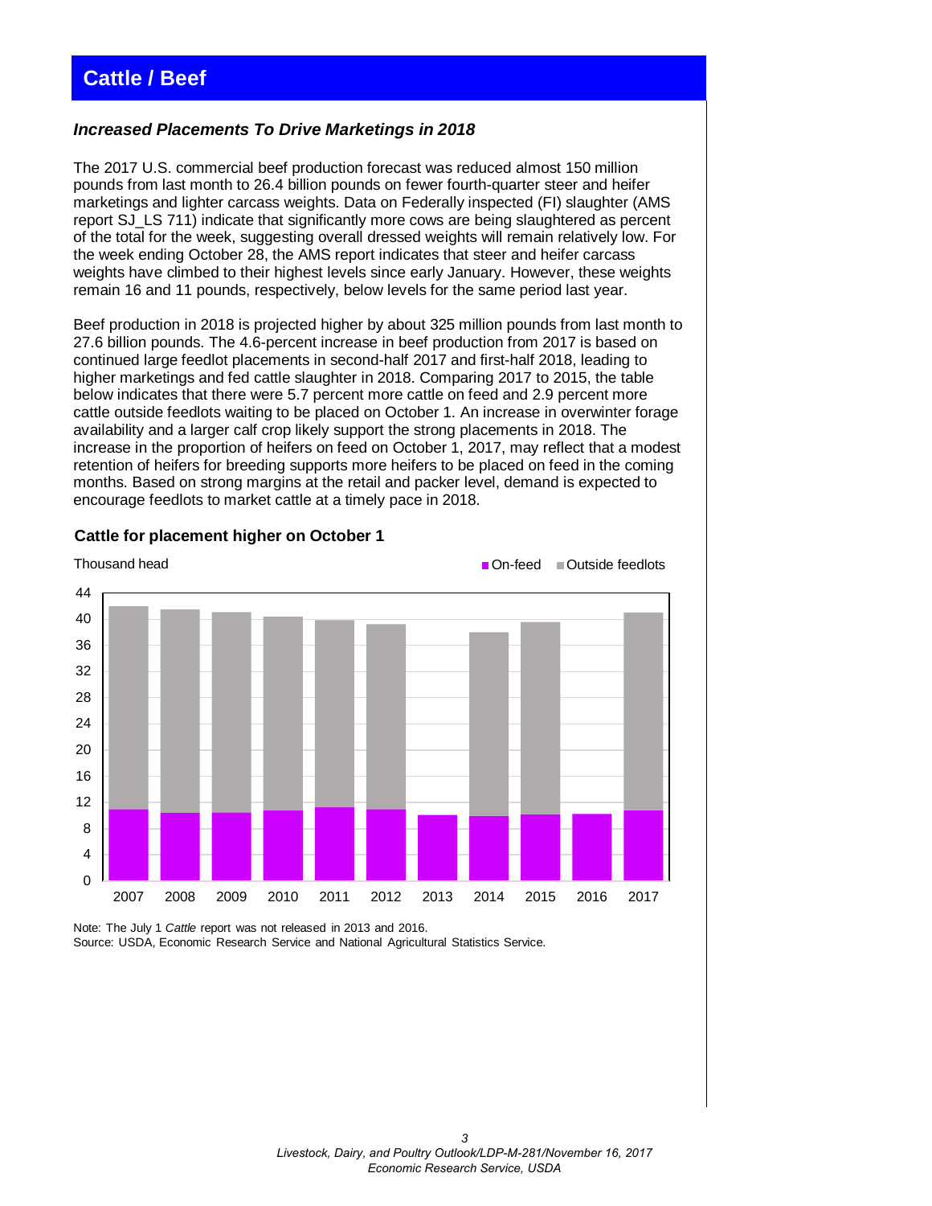# Cattle / Beef

### *Increased Placements To Drive Marketings in 2018*

The 2017 U.S. commercial beef production forecast was reduced almost 150 million pounds from last month to 26.4 billion pounds on fewer fourth-quarter steer and heifer marketings and lighter carcass weights. Data on Federally inspected (FI) slaughter (AMS report SJ_LS 711) indicate that significantly more cows are being slaughtered as percent of the total for the week, suggesting overall dressed weights will remain relatively low. For the week ending October 28, the AMS report indicates that steer and heifer carcass weights have climbed to their highest levels since early January. However, these weights remain 16 and 11 pounds, respectively, below levels for the same period last year.

Beef production in 2018 is projected higher by about 325 million pounds from last month to 27.6 billion pounds. The 4.6-percent increase in beef production from 2017 is based on continued large feedlot placements in second-half 2017 and first-half 2018, leading to higher marketings and fed cattle slaughter in 2018. Comparing 2017 to 2015, the table below indicates that there were 5.7 percent more cattle on feed and 2.9 percent more cattle outside feedlots waiting to be placed on October 1. An increase in overwinter forage availability and a larger calf crop likely support the strong placements in 2018. The increase in the proportion of heifers on feed on October 1, 2017, may reflect that a modest retention of heifers for breeding supports more heifers to be placed on feed in the coming months. Based on strong margins at the retail and packer level, demand is expected to encourage feedlots to market cattle at a timely pace in 2018.

**Cattle for placement higher on October 1**

Note: The July 1 *Cattle* report was not released in 2013 and 2016.
Source: USDA, Economic Research Service and National Agricultural Statistics Service.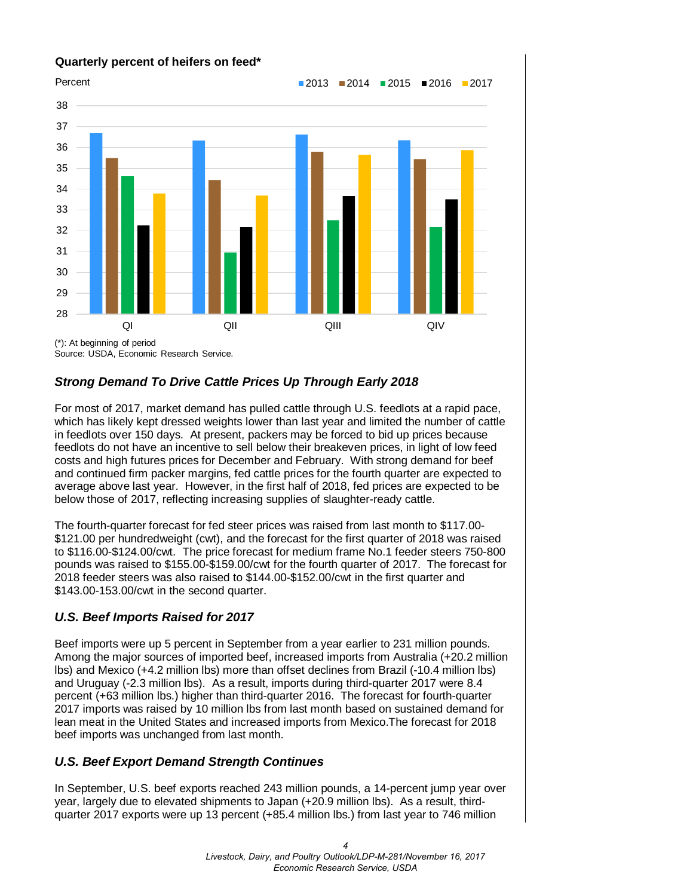**Quarterly percent of heifers on feed***

(*): At beginning of period
Source: USDA, Economic Research Service.

## *Strong Demand To Drive Cattle Prices Up Through Early 2018*

For most of 2017, market demand has pulled cattle through U.S. feedlots at a rapid pace, which has likely kept dressed weights lower than last year and limited the number of cattle in feedlots over 150 days. At present, packers may be forced to bid up prices because feedlots do not have an incentive to sell below their breakeven prices, in light of low feed costs and high futures prices for December and February. With strong demand for beef and continued firm packer margins, fed cattle prices for the fourth quarter are expected to average above last year. However, in the first half of 2018, fed prices are expected to be below those of 2017, reflecting increasing supplies of slaughter-ready cattle.

The fourth-quarter forecast for fed steer prices was raised from last month to $117.00-$121.00 per hundredweight (cwt), and the forecast for the first quarter of 2018 was raised to $116.00-$124.00/cwt. The price forecast for medium frame No.1 feeder steers 750-800 pounds was raised to $155.00-$159.00/cwt for the fourth quarter of 2017. The forecast for 2018 feeder steers was also raised to $144.00-$152.00/cwt in the first quarter and $143.00-153.00/cwt in the second quarter.

## *U.S. Beef Imports Raised for 2017*

Beef imports were up 5 percent in September from a year earlier to 231 million pounds. Among the major sources of imported beef, increased imports from Australia (+20.2 million lbs) and Mexico (+4.2 million lbs) more than offset declines from Brazil (-10.4 million lbs) and Uruguay (-2.3 million lbs). As a result, imports during third-quarter 2017 were 8.4 percent (+63 million lbs.) higher than third-quarter 2016. The forecast for fourth-quarter 2017 imports was raised by 10 million lbs from last month based on sustained demand for lean meat in the United States and increased imports from Mexico.The forecast for 2018 beef imports was unchanged from last month.

## *U.S. Beef Export Demand Strength Continues*

In September, U.S. beef exports reached 243 million pounds, a 14-percent jump year over year, largely due to elevated shipments to Japan (+20.9 million lbs). As a result, third-quarter 2017 exports were up 13 percent (+85.4 million lbs.) from last year to 746 million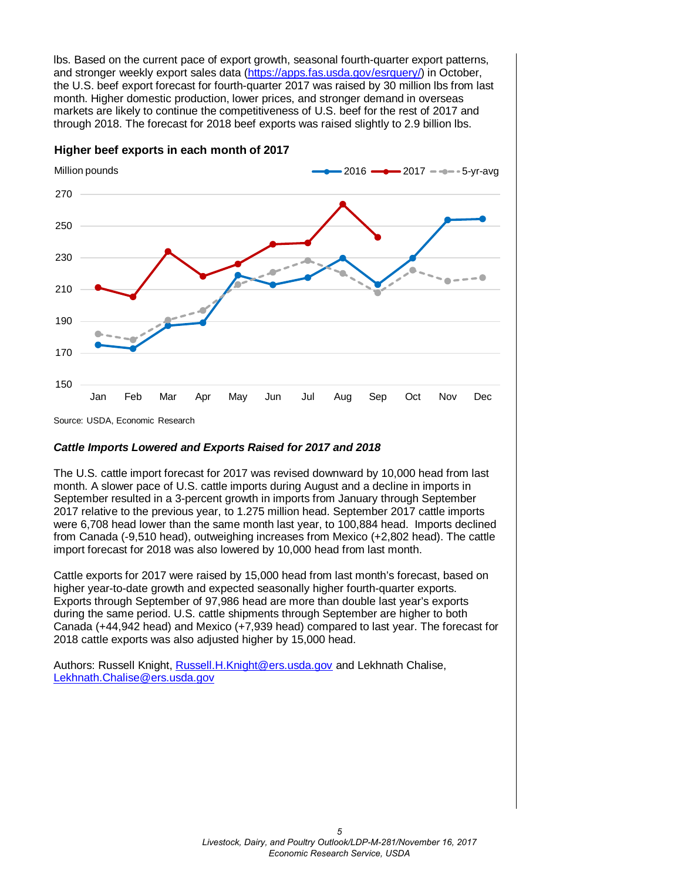lbs. Based on the current pace of export growth, seasonal fourth-quarter export patterns, and stronger weekly export sales data (https://apps.fas.usda.gov/esrquery/) in October, the U.S. beef export forecast for fourth-quarter 2017 was raised by 30 million lbs from last month. Higher domestic production, lower prices, and stronger demand in overseas markets are likely to continue the competitiveness of U.S. beef for the rest of 2017 and through 2018. The forecast for 2018 beef exports was raised slightly to 2.9 billion lbs.

**Higher beef exports in each month of 2017**

Million pounds

Source: USDA, Economic Research

***Cattle Imports Lowered and Exports Raised for 2017 and 2018***

The U.S. cattle import forecast for 2017 was revised downward by 10,000 head from last month. A slower pace of U.S. cattle imports during August and a decline in imports in September resulted in a 3-percent growth in imports from January through September 2017 relative to the previous year, to 1.275 million head. September 2017 cattle imports were 6,708 head lower than the same month last year, to 100,884 head. Imports declined from Canada (-9,510 head), outweighing increases from Mexico (+2,802 head). The cattle import forecast for 2018 was also lowered by 10,000 head from last month.

Cattle exports for 2017 were raised by 15,000 head from last month's forecast, based on higher year-to-date growth and expected seasonally higher fourth-quarter exports. Exports through September of 97,986 head are more than double last year's exports during the same period. U.S. cattle shipments through September are higher to both Canada (+44,942 head) and Mexico (+7,939 head) compared to last year. The forecast for 2018 cattle exports was also adjusted higher by 15,000 head.

Authors: Russell Knight, Russell.H.Knight@ers.usda.gov and Lekhnath Chalise, Lekhnath.Chalise@ers.usda.gov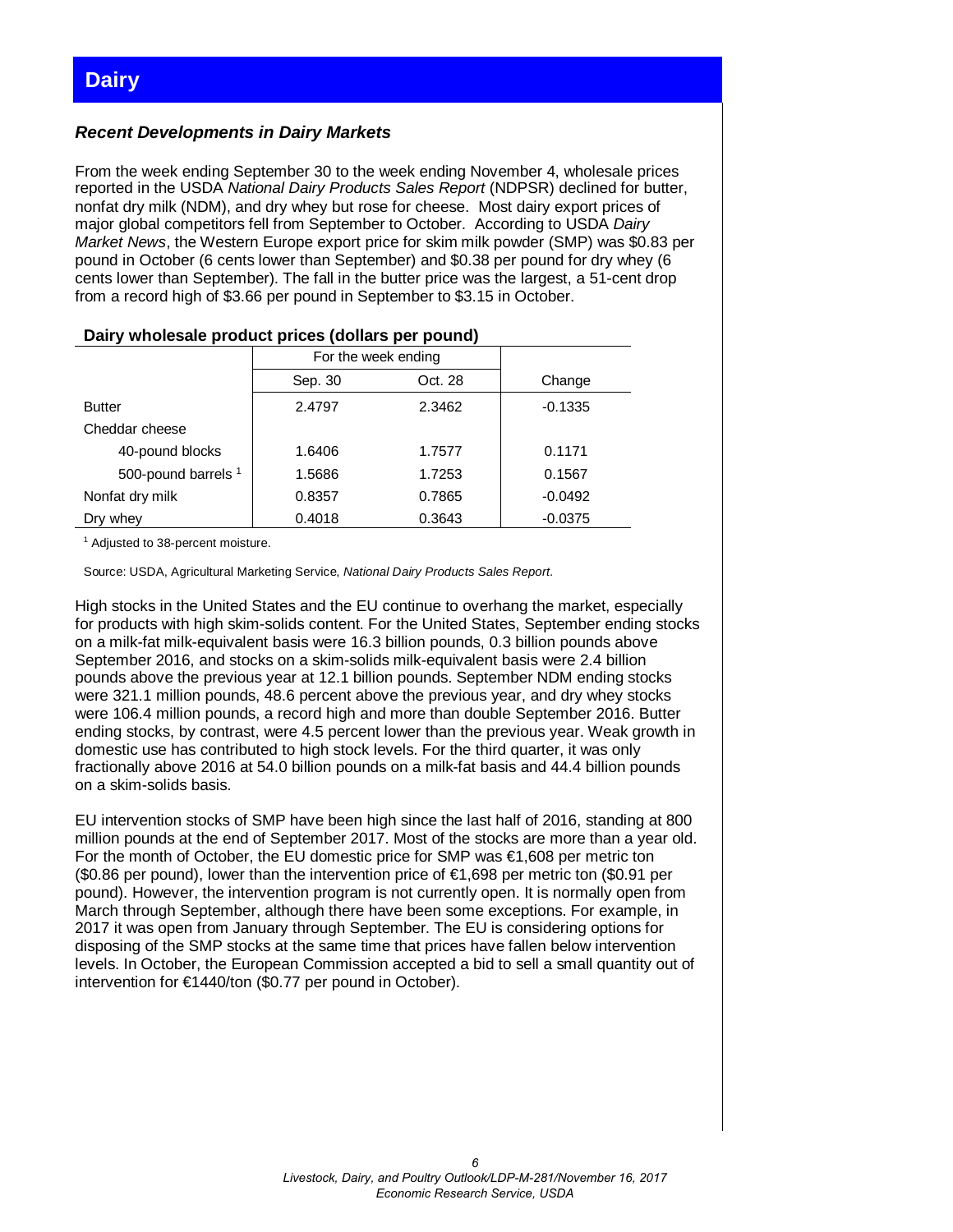# Dairy

### *Recent Developments in Dairy Markets*

From the week ending September 30 to the week ending November 4, wholesale prices reported in the USDA *National Dairy Products Sales Report* (NDPSR) declined for butter, nonfat dry milk (NDM), and dry whey but rose for cheese. Most dairy export prices of major global competitors fell from September to October. According to USDA *Dairy Market News*, the Western Europe export price for skim milk powder (SMP) was $0.83 per pound in October (6 cents lower than September) and $0.38 per pound for dry whey (6 cents lower than September). The fall in the butter price was the largest, a 51-cent drop from a record high of $3.66 per pound in September to $3.15 in October.

**Dairy wholesale product prices (dollars per pound)**

| | For the week ending | | |
|---|---|---|---|
| | Sep. 30 | Oct. 28 | Change |
| Butter | 2.4797 | 2.3462 | -0.1335 |
| Cheddar cheese | | | |
| 40-pound blocks | 1.6406 | 1.7577 | 0.1171 |
| 500-pound barrels [1] | 1.5686 | 1.7253 | 0.1567 |
| Nonfat dry milk | 0.8357 | 0.7865 | -0.0492 |
| Dry whey | 0.4018 | 0.3643 | -0.0375 |

[1] Adjusted to 38-percent moisture.

Source: USDA, Agricultural Marketing Service, *National Dairy Products Sales Report*.

High stocks in the United States and the EU continue to overhang the market, especially for products with high skim-solids content. For the United States, September ending stocks on a milk-fat milk-equivalent basis were 16.3 billion pounds, 0.3 billion pounds above September 2016, and stocks on a skim-solids milk-equivalent basis were 2.4 billion pounds above the previous year at 12.1 billion pounds. September NDM ending stocks were 321.1 million pounds, 48.6 percent above the previous year, and dry whey stocks were 106.4 million pounds, a record high and more than double September 2016. Butter ending stocks, by contrast, were 4.5 percent lower than the previous year. Weak growth in domestic use has contributed to high stock levels. For the third quarter, it was only fractionally above 2016 at 54.0 billion pounds on a milk-fat basis and 44.4 billion pounds on a skim-solids basis.

EU intervention stocks of SMP have been high since the last half of 2016, standing at 800 million pounds at the end of September 2017. Most of the stocks are more than a year old. For the month of October, the EU domestic price for SMP was €1,608 per metric ton ($0.86 per pound), lower than the intervention price of €1,698 per metric ton ($0.91 per pound). However, the intervention program is not currently open. It is normally open from March through September, although there have been some exceptions. For example, in 2017 it was open from January through September. The EU is considering options for disposing of the SMP stocks at the same time that prices have fallen below intervention levels. In October, the European Commission accepted a bid to sell a small quantity out of intervention for €1440/ton ($0.77 per pound in October).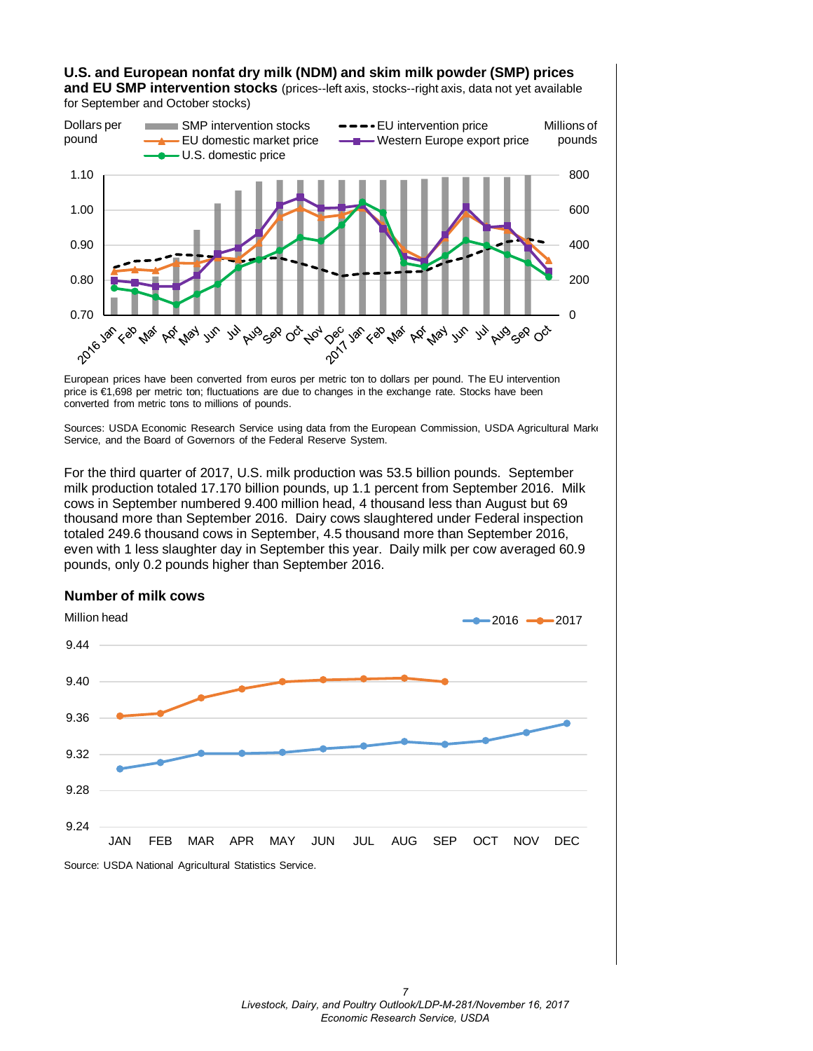**U.S. and European nonfat dry milk (NDM) and skim milk powder (SMP) prices and EU SMP intervention stocks** (prices--left axis, stocks--right axis, data not yet available for September and October stocks)

European prices have been converted from euros per metric ton to dollars per pound. The EU intervention price is €1,698 per metric ton; fluctuations are due to changes in the exchange rate. Stocks have been converted from metric tons to millions of pounds.

Sources: USDA Economic Research Service using data from the European Commission, USDA Agricultural Marketing Service, and the Board of Governors of the Federal Reserve System.

For the third quarter of 2017, U.S. milk production was 53.5 billion pounds. September milk production totaled 17.170 billion pounds, up 1.1 percent from September 2016. Milk cows in September numbered 9.400 million head, 4 thousand less than August but 69 thousand more than September 2016. Dairy cows slaughtered under Federal inspection totaled 249.6 thousand cows in September, 4.5 thousand more than September 2016, even with 1 less slaughter day in September this year. Daily milk per cow averaged 60.9 pounds, only 0.2 pounds higher than September 2016.

**Number of milk cows**

Source: USDA National Agricultural Statistics Service.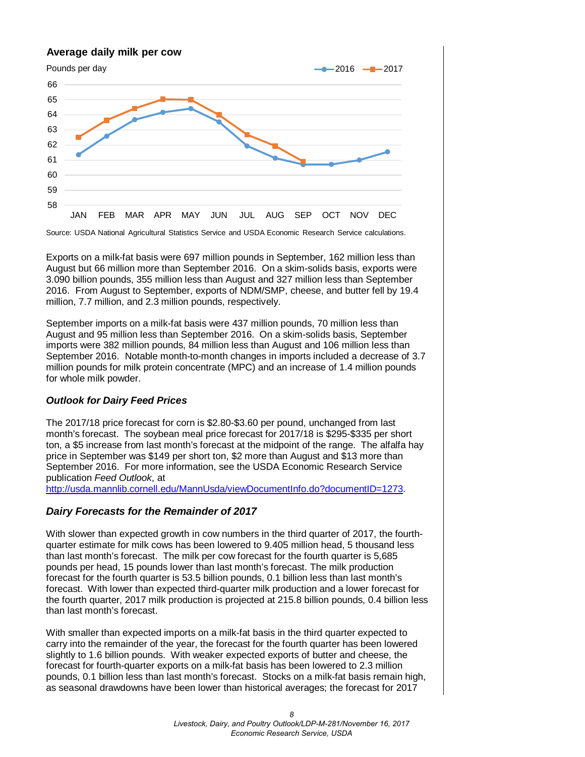**Average daily milk per cow**

Source: USDA National Agricultural Statistics Service and USDA Economic Research Service calculations.

Exports on a milk-fat basis were 697 million pounds in September, 162 million less than August but 66 million more than September 2016. On a skim-solids basis, exports were 3.090 billion pounds, 355 million less than August and 327 million less than September 2016. From August to September, exports of NDM/SMP, cheese, and butter fell by 19.4 million, 7.7 million, and 2.3 million pounds, respectively.

September imports on a milk-fat basis were 437 million pounds, 70 million less than August and 95 million less than September 2016. On a skim-solids basis, September imports were 382 million pounds, 84 million less than August and 106 million less than September 2016. Notable month-to-month changes in imports included a decrease of 3.7 million pounds for milk protein concentrate (MPC) and an increase of 1.4 million pounds for whole milk powder.

### *Outlook for Dairy Feed Prices*

The 2017/18 price forecast for corn is $2.80-$3.60 per pound, unchanged from last month's forecast. The soybean meal price forecast for 2017/18 is $295-$335 per short ton, a $5 increase from last month's forecast at the midpoint of the range. The alfalfa hay price in September was $149 per short ton, $2 more than August and $13 more than September 2016. For more information, see the USDA Economic Research Service publication *Feed Outlook*, at http://usda.mannlib.cornell.edu/MannUsda/viewDocumentInfo.do?documentID=1273.

### *Dairy Forecasts for the Remainder of 2017*

With slower than expected growth in cow numbers in the third quarter of 2017, the fourth-quarter estimate for milk cows has been lowered to 9.405 million head, 5 thousand less than last month's forecast. The milk per cow forecast for the fourth quarter is 5,685 pounds per head, 15 pounds lower than last month's forecast. The milk production forecast for the fourth quarter is 53.5 billion pounds, 0.1 billion less than last month's forecast. With lower than expected third-quarter milk production and a lower forecast for the fourth quarter, 2017 milk production is projected at 215.8 billion pounds, 0.4 billion less than last month's forecast.

With smaller than expected imports on a milk-fat basis in the third quarter expected to carry into the remainder of the year, the forecast for the fourth quarter has been lowered slightly to 1.6 billion pounds. With weaker expected exports of butter and cheese, the forecast for fourth-quarter exports on a milk-fat basis has been lowered to 2.3 million pounds, 0.1 billion less than last month's forecast. Stocks on a milk-fat basis remain high, as seasonal drawdowns have been lower than historical averages; the forecast for 2017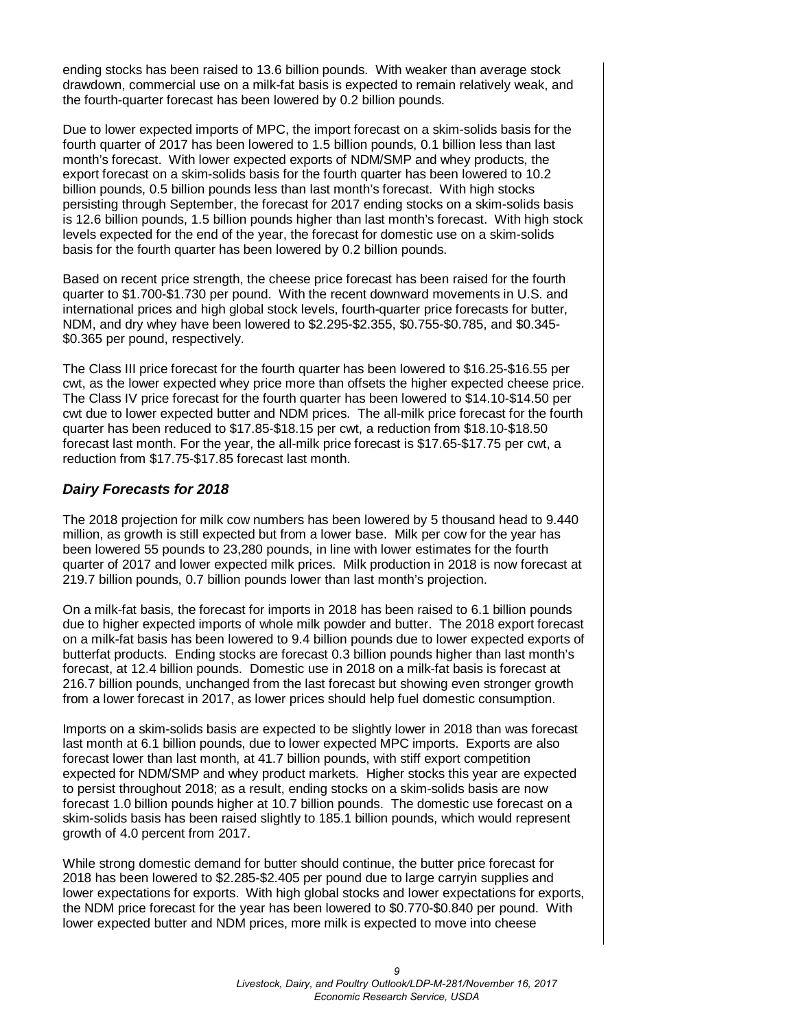ending stocks has been raised to 13.6 billion pounds. With weaker than average stock drawdown, commercial use on a milk-fat basis is expected to remain relatively weak, and the fourth-quarter forecast has been lowered by 0.2 billion pounds.

Due to lower expected imports of MPC, the import forecast on a skim-solids basis for the fourth quarter of 2017 has been lowered to 1.5 billion pounds, 0.1 billion less than last month's forecast. With lower expected exports of NDM/SMP and whey products, the export forecast on a skim-solids basis for the fourth quarter has been lowered to 10.2 billion pounds, 0.5 billion pounds less than last month's forecast. With high stocks persisting through September, the forecast for 2017 ending stocks on a skim-solids basis is 12.6 billion pounds, 1.5 billion pounds higher than last month's forecast. With high stock levels expected for the end of the year, the forecast for domestic use on a skim-solids basis for the fourth quarter has been lowered by 0.2 billion pounds.

Based on recent price strength, the cheese price forecast has been raised for the fourth quarter to $1.700-$1.730 per pound. With the recent downward movements in U.S. and international prices and high global stock levels, fourth-quarter price forecasts for butter, NDM, and dry whey have been lowered to $2.295-$2.355, $0.755-$0.785, and $0.345-$0.365 per pound, respectively.

The Class III price forecast for the fourth quarter has been lowered to $16.25-$16.55 per cwt, as the lower expected whey price more than offsets the higher expected cheese price. The Class IV price forecast for the fourth quarter has been lowered to $14.10-$14.50 per cwt due to lower expected butter and NDM prices. The all-milk price forecast for the fourth quarter has been reduced to $17.85-$18.15 per cwt, a reduction from $18.10-$18.50 forecast last month. For the year, the all-milk price forecast is $17.65-$17.75 per cwt, a reduction from $17.75-$17.85 forecast last month.

### *Dairy Forecasts for 2018*

The 2018 projection for milk cow numbers has been lowered by 5 thousand head to 9.440 million, as growth is still expected but from a lower base. Milk per cow for the year has been lowered 55 pounds to 23,280 pounds, in line with lower estimates for the fourth quarter of 2017 and lower expected milk prices. Milk production in 2018 is now forecast at 219.7 billion pounds, 0.7 billion pounds lower than last month's projection.

On a milk-fat basis, the forecast for imports in 2018 has been raised to 6.1 billion pounds due to higher expected imports of whole milk powder and butter. The 2018 export forecast on a milk-fat basis has been lowered to 9.4 billion pounds due to lower expected exports of butterfat products. Ending stocks are forecast 0.3 billion pounds higher than last month's forecast, at 12.4 billion pounds. Domestic use in 2018 on a milk-fat basis is forecast at 216.7 billion pounds, unchanged from the last forecast but showing even stronger growth from a lower forecast in 2017, as lower prices should help fuel domestic consumption.

Imports on a skim-solids basis are expected to be slightly lower in 2018 than was forecast last month at 6.1 billion pounds, due to lower expected MPC imports. Exports are also forecast lower than last month, at 41.7 billion pounds, with stiff export competition expected for NDM/SMP and whey product markets. Higher stocks this year are expected to persist throughout 2018; as a result, ending stocks on a skim-solids basis are now forecast 1.0 billion pounds higher at 10.7 billion pounds. The domestic use forecast on a skim-solids basis has been raised slightly to 185.1 billion pounds, which would represent growth of 4.0 percent from 2017.

While strong domestic demand for butter should continue, the butter price forecast for 2018 has been lowered to $2.285-$2.405 per pound due to large carryin supplies and lower expectations for exports. With high global stocks and lower expectations for exports, the NDM price forecast for the year has been lowered to $0.770-$0.840 per pound. With lower expected butter and NDM prices, more milk is expected to move into cheese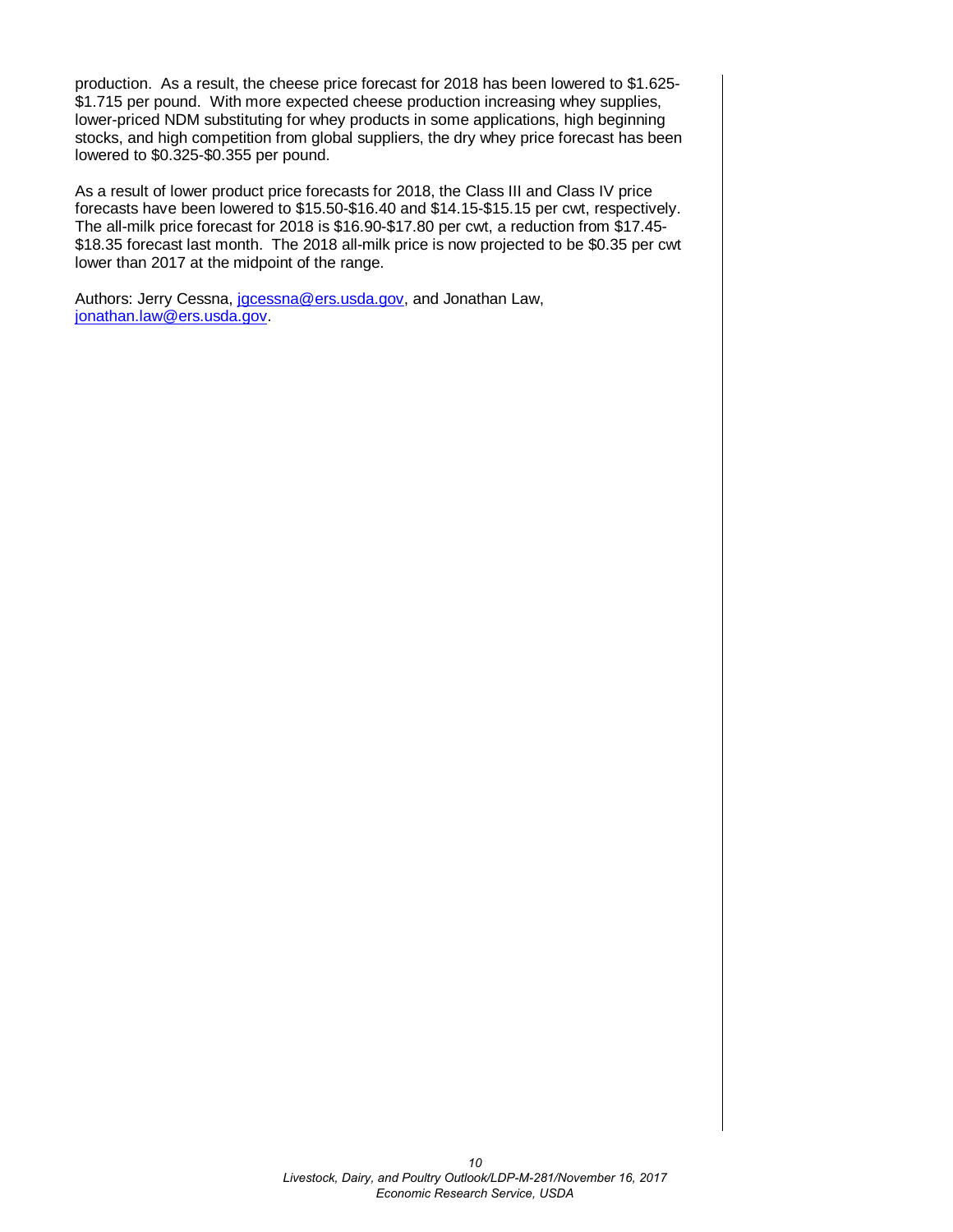production. As a result, the cheese price forecast for 2018 has been lowered to $1.625-$1.715 per pound. With more expected cheese production increasing whey supplies, lower-priced NDM substituting for whey products in some applications, high beginning stocks, and high competition from global suppliers, the dry whey price forecast has been lowered to $0.325-$0.355 per pound.

As a result of lower product price forecasts for 2018, the Class III and Class IV price forecasts have been lowered to $15.50-$16.40 and $14.15-$15.15 per cwt, respectively. The all-milk price forecast for 2018 is $16.90-$17.80 per cwt, a reduction from $17.45-$18.35 forecast last month. The 2018 all-milk price is now projected to be $0.35 per cwt lower than 2017 at the midpoint of the range.

Authors: Jerry Cessna, jgcessna@ers.usda.gov, and Jonathan Law, jonathan.law@ers.usda.gov.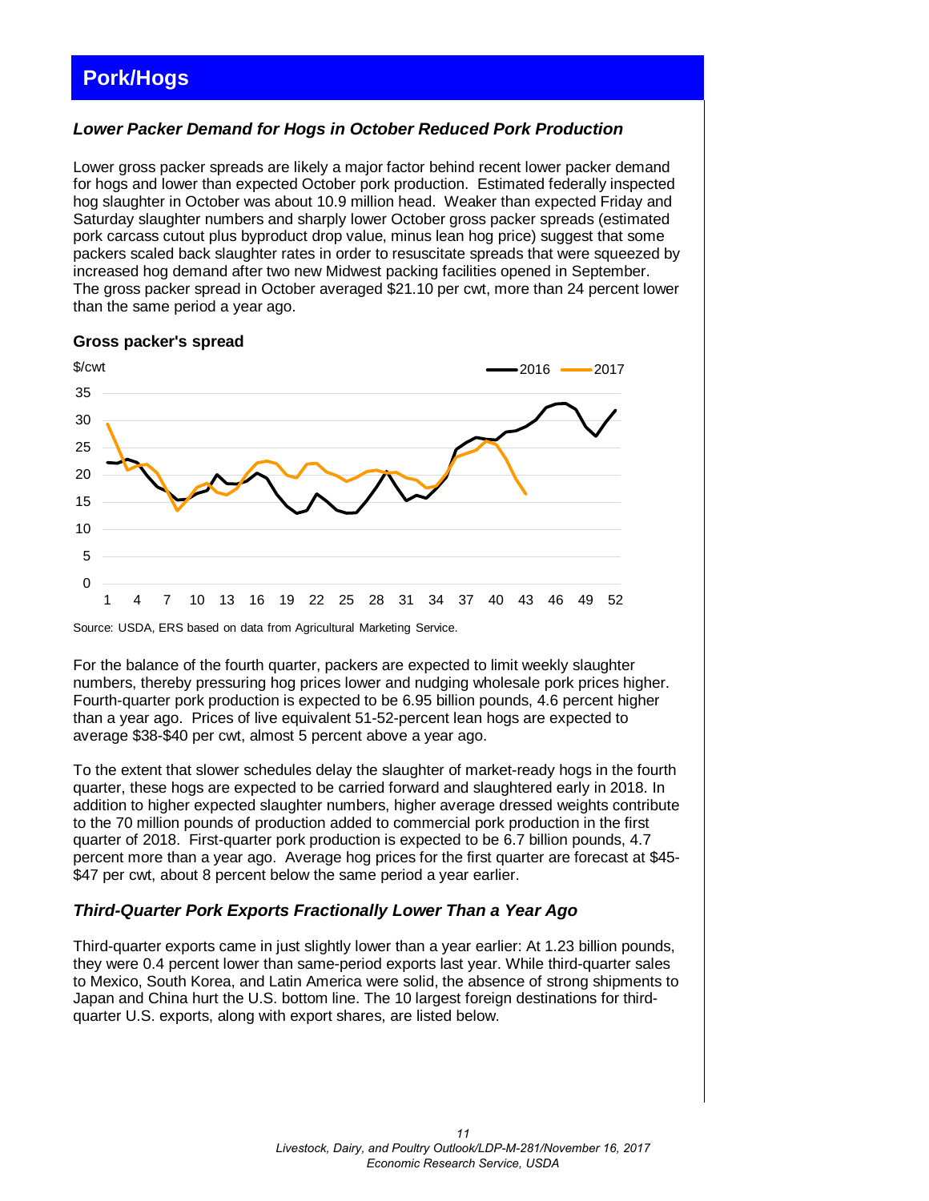## Pork/Hogs

### *Lower Packer Demand for Hogs in October Reduced Pork Production*

Lower gross packer spreads are likely a major factor behind recent lower packer demand for hogs and lower than expected October pork production. Estimated federally inspected hog slaughter in October was about 10.9 million head. Weaker than expected Friday and Saturday slaughter numbers and sharply lower October gross packer spreads (estimated pork carcass cutout plus byproduct drop value, minus lean hog price) suggest that some packers scaled back slaughter rates in order to resuscitate spreads that were squeezed by increased hog demand after two new Midwest packing facilities opened in September. The gross packer spread in October averaged $21.10 per cwt, more than 24 percent lower than the same period a year ago.

**Gross packer's spread**

Source: USDA, ERS based on data from Agricultural Marketing Service.

For the balance of the fourth quarter, packers are expected to limit weekly slaughter numbers, thereby pressuring hog prices lower and nudging wholesale pork prices higher. Fourth-quarter pork production is expected to be 6.95 billion pounds, 4.6 percent higher than a year ago. Prices of live equivalent 51-52-percent lean hogs are expected to average $38-$40 per cwt, almost 5 percent above a year ago.

To the extent that slower schedules delay the slaughter of market-ready hogs in the fourth quarter, these hogs are expected to be carried forward and slaughtered early in 2018. In addition to higher expected slaughter numbers, higher average dressed weights contribute to the 70 million pounds of production added to commercial pork production in the first quarter of 2018. First-quarter pork production is expected to be 6.7 billion pounds, 4.7 percent more than a year ago. Average hog prices for the first quarter are forecast at $45-$47 per cwt, about 8 percent below the same period a year earlier.

### *Third-Quarter Pork Exports Fractionally Lower Than a Year Ago*

Third-quarter exports came in just slightly lower than a year earlier: At 1.23 billion pounds, they were 0.4 percent lower than same-period exports last year. While third-quarter sales to Mexico, South Korea, and Latin America were solid, the absence of strong shipments to Japan and China hurt the U.S. bottom line. The 10 largest foreign destinations for third-quarter U.S. exports, along with export shares, are listed below.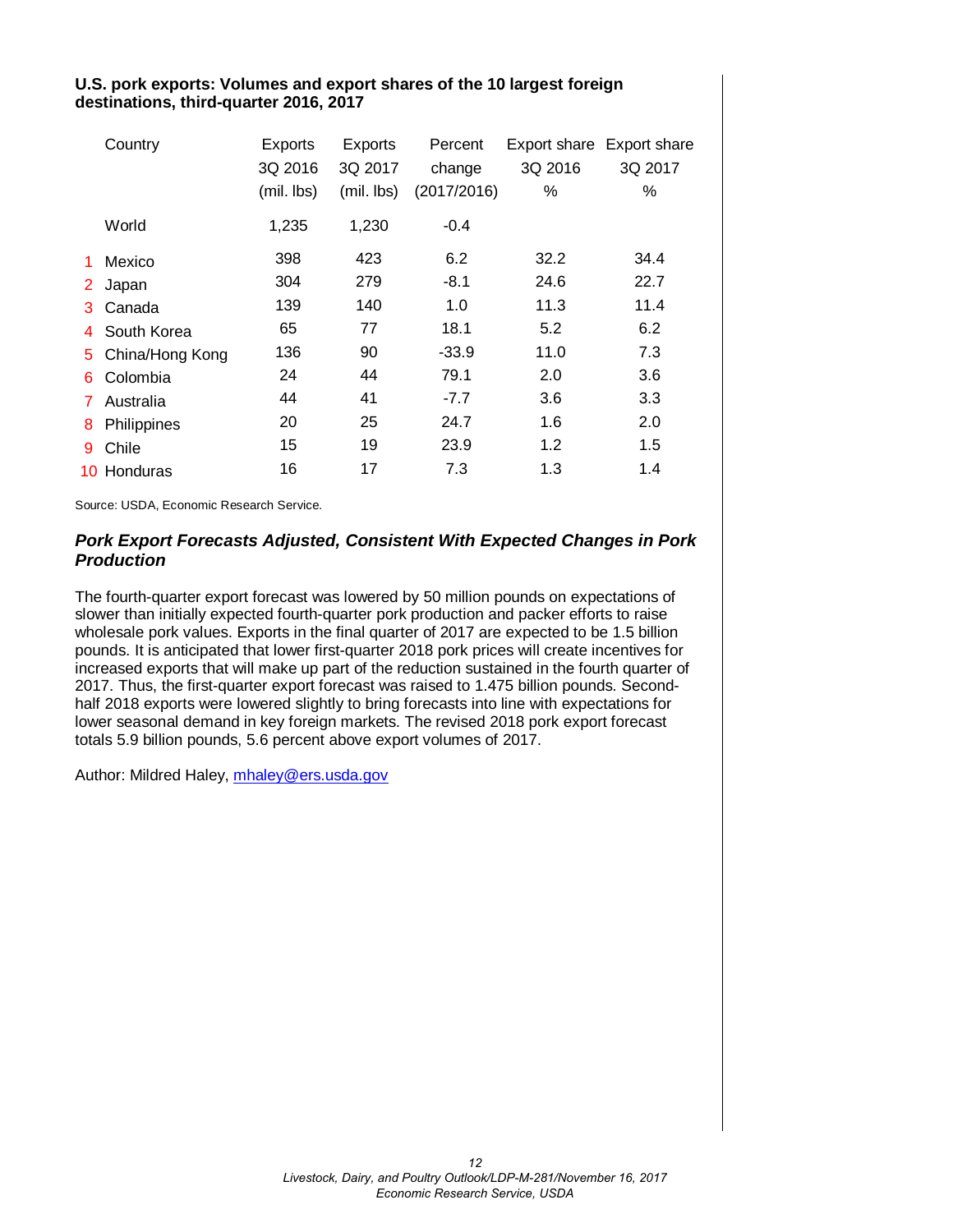**U.S. pork exports: Volumes and export shares of the 10 largest foreign destinations, third-quarter 2016, 2017**

| | Country | Exports 3Q 2016 (mil. lbs) | Exports 3Q 2017 (mil. lbs) | Percent change (2017/2016) | Export share 3Q 2016 % | Export share 3Q 2017 % |
|---|---|---|---|---|---|---|
| | World | 1,235 | 1,230 | -0.4 | | |
| 1 | Mexico | 398 | 423 | 6.2 | 32.2 | 34.4 |
| 2 | Japan | 304 | 279 | -8.1 | 24.6 | 22.7 |
| 3 | Canada | 139 | 140 | 1.0 | 11.3 | 11.4 |
| 4 | South Korea | 65 | 77 | 18.1 | 5.2 | 6.2 |
| 5 | China/Hong Kong | 136 | 90 | -33.9 | 11.0 | 7.3 |
| 6 | Colombia | 24 | 44 | 79.1 | 2.0 | 3.6 |
| 7 | Australia | 44 | 41 | -7.7 | 3.6 | 3.3 |
| 8 | Philippines | 20 | 25 | 24.7 | 1.6 | 2.0 |
| 9 | Chile | 15 | 19 | 23.9 | 1.2 | 1.5 |
| 10 | Honduras | 16 | 17 | 7.3 | 1.3 | 1.4 |

Source: USDA, Economic Research Service.

### *Pork Export Forecasts Adjusted, Consistent With Expected Changes in Pork Production*

The fourth-quarter export forecast was lowered by 50 million pounds on expectations of slower than initially expected fourth-quarter pork production and packer efforts to raise wholesale pork values. Exports in the final quarter of 2017 are expected to be 1.5 billion pounds. It is anticipated that lower first-quarter 2018 pork prices will create incentives for increased exports that will make up part of the reduction sustained in the fourth quarter of 2017. Thus, the first-quarter export forecast was raised to 1.475 billion pounds. Second-half 2018 exports were lowered slightly to bring forecasts into line with expectations for lower seasonal demand in key foreign markets. The revised 2018 pork export forecast totals 5.9 billion pounds, 5.6 percent above export volumes of 2017.

Author: Mildred Haley, mhaley@ers.usda.gov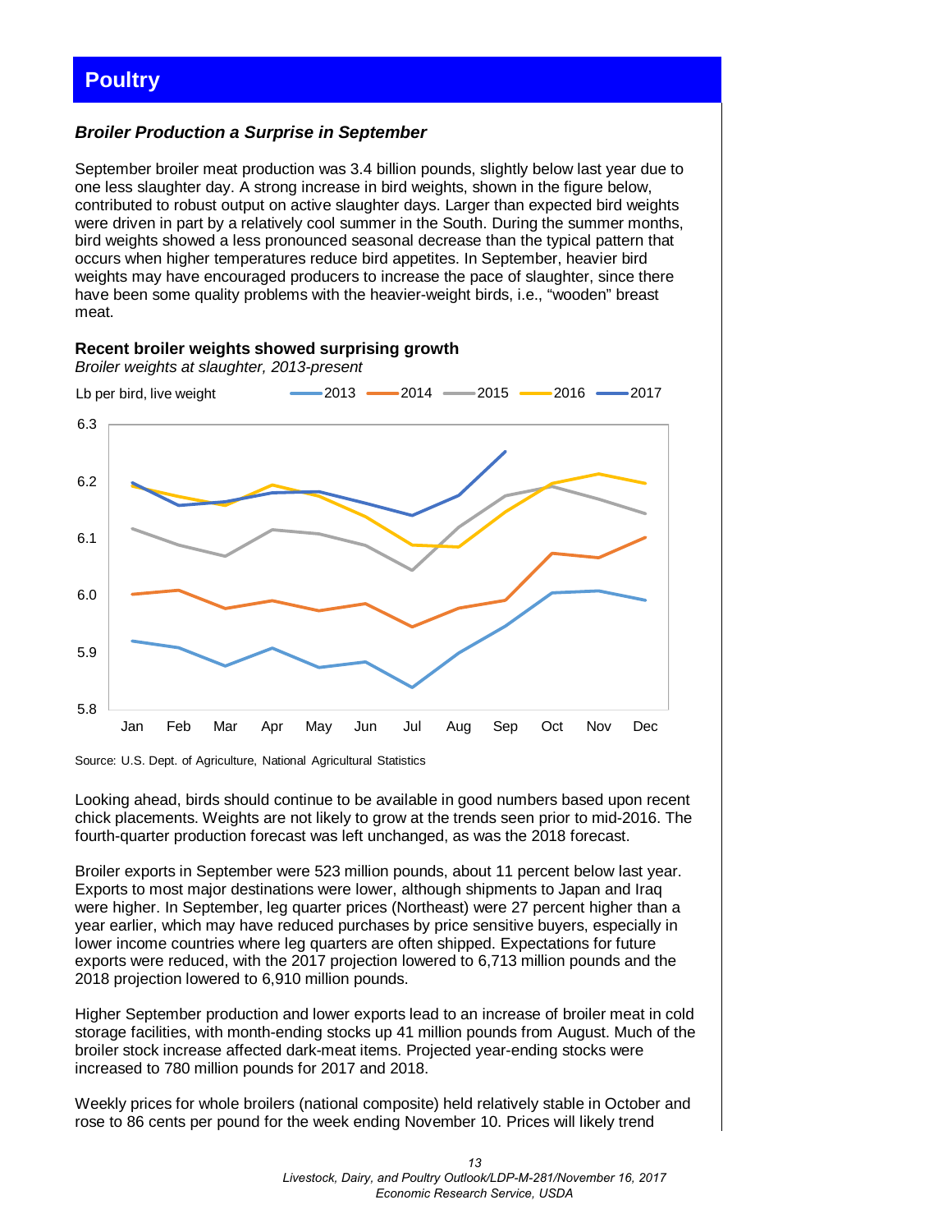# Poultry

### *Broiler Production a Surprise in September*

September broiler meat production was 3.4 billion pounds, slightly below last year due to one less slaughter day. A strong increase in bird weights, shown in the figure below, contributed to robust output on active slaughter days. Larger than expected bird weights were driven in part by a relatively cool summer in the South. During the summer months, bird weights showed a less pronounced seasonal decrease than the typical pattern that occurs when higher temperatures reduce bird appetites. In September, heavier bird weights may have encouraged producers to increase the pace of slaughter, since there have been some quality problems with the heavier-weight birds, i.e., "wooden" breast meat.

**Recent broiler weights showed surprising growth**

*Broiler weights at slaughter, 2013-present*

Source: U.S. Dept. of Agriculture, National Agricultural Statistics

Looking ahead, birds should continue to be available in good numbers based upon recent chick placements. Weights are not likely to grow at the trends seen prior to mid-2016. The fourth-quarter production forecast was left unchanged, as was the 2018 forecast.

Broiler exports in September were 523 million pounds, about 11 percent below last year. Exports to most major destinations were lower, although shipments to Japan and Iraq were higher. In September, leg quarter prices (Northeast) were 27 percent higher than a year earlier, which may have reduced purchases by price sensitive buyers, especially in lower income countries where leg quarters are often shipped. Expectations for future exports were reduced, with the 2017 projection lowered to 6,713 million pounds and the 2018 projection lowered to 6,910 million pounds.

Higher September production and lower exports lead to an increase of broiler meat in cold storage facilities, with month-ending stocks up 41 million pounds from August. Much of the broiler stock increase affected dark-meat items. Projected year-ending stocks were increased to 780 million pounds for 2017 and 2018.

Weekly prices for whole broilers (national composite) held relatively stable in October and rose to 86 cents per pound for the week ending November 10. Prices will likely trend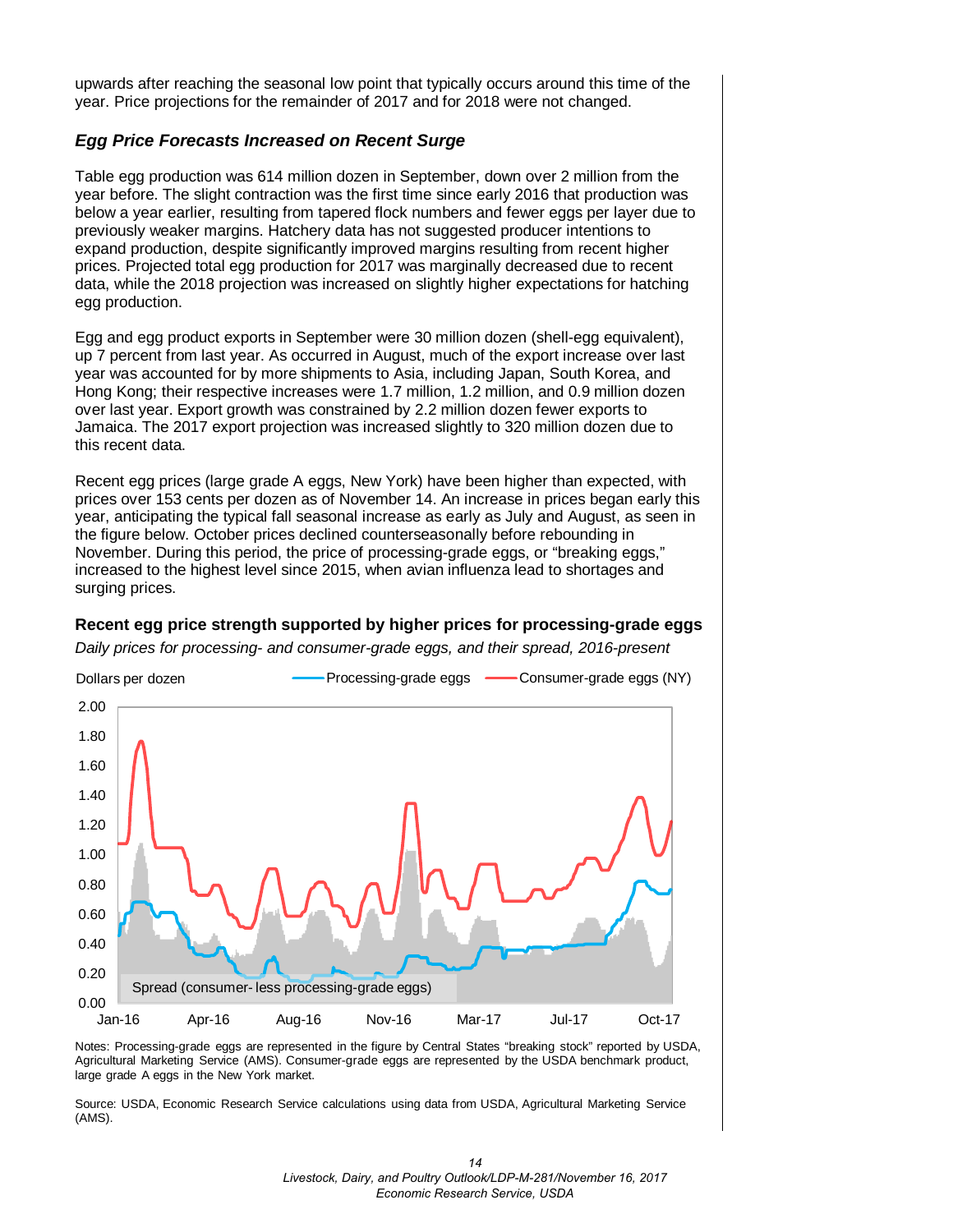upwards after reaching the seasonal low point that typically occurs around this time of the year. Price projections for the remainder of 2017 and for 2018 were not changed.

### *Egg Price Forecasts Increased on Recent Surge*

Table egg production was 614 million dozen in September, down over 2 million from the year before. The slight contraction was the first time since early 2016 that production was below a year earlier, resulting from tapered flock numbers and fewer eggs per layer due to previously weaker margins. Hatchery data has not suggested producer intentions to expand production, despite significantly improved margins resulting from recent higher prices. Projected total egg production for 2017 was marginally decreased due to recent data, while the 2018 projection was increased on slightly higher expectations for hatching egg production.

Egg and egg product exports in September were 30 million dozen (shell-egg equivalent), up 7 percent from last year. As occurred in August, much of the export increase over last year was accounted for by more shipments to Asia, including Japan, South Korea, and Hong Kong; their respective increases were 1.7 million, 1.2 million, and 0.9 million dozen over last year. Export growth was constrained by 2.2 million dozen fewer exports to Jamaica. The 2017 export projection was increased slightly to 320 million dozen due to this recent data.

Recent egg prices (large grade A eggs, New York) have been higher than expected, with prices over 153 cents per dozen as of November 14. An increase in prices began early this year, anticipating the typical fall seasonal increase as early as July and August, as seen in the figure below. October prices declined counterseasonally before rebounding in November. During this period, the price of processing-grade eggs, or "breaking eggs," increased to the highest level since 2015, when avian influenza lead to shortages and surging prices.

**Recent egg price strength supported by higher prices for processing-grade eggs**

*Daily prices for processing- and consumer-grade eggs, and their spread, 2016-present*

Notes: Processing-grade eggs are represented in the figure by Central States "breaking stock" reported by USDA, Agricultural Marketing Service (AMS). Consumer-grade eggs are represented by the USDA benchmark product, large grade A eggs in the New York market.

Source: USDA, Economic Research Service calculations using data from USDA, Agricultural Marketing Service (AMS).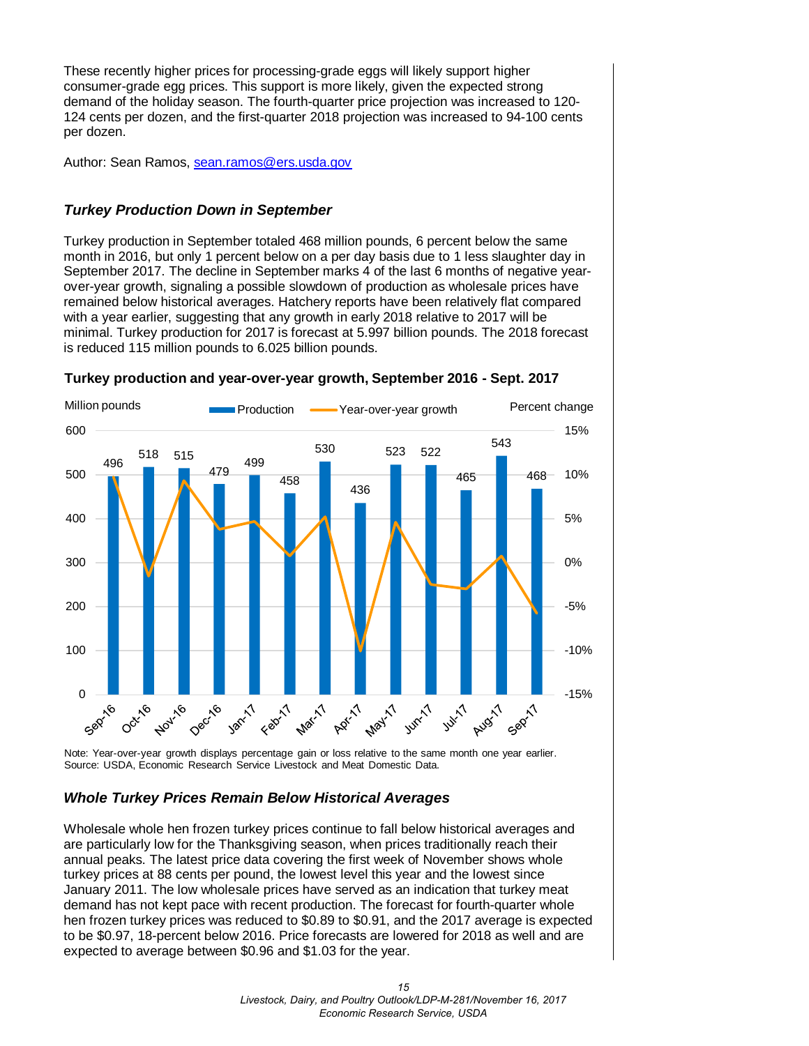These recently higher prices for processing-grade eggs will likely support higher consumer-grade egg prices. This support is more likely, given the expected strong demand of the holiday season. The fourth-quarter price projection was increased to 120-124 cents per dozen, and the first-quarter 2018 projection was increased to 94-100 cents per dozen.

Author: Sean Ramos, sean.ramos@ers.usda.gov

### *Turkey Production Down in September*

Turkey production in September totaled 468 million pounds, 6 percent below the same month in 2016, but only 1 percent below on a per day basis due to 1 less slaughter day in September 2017. The decline in September marks 4 of the last 6 months of negative year-over-year growth, signaling a possible slowdown of production as wholesale prices have remained below historical averages. Hatchery reports have been relatively flat compared with a year earlier, suggesting that any growth in early 2018 relative to 2017 will be minimal. Turkey production for 2017 is forecast at 5.997 billion pounds. The 2018 forecast is reduced 115 million pounds to 6.025 billion pounds.

**Turkey production and year-over-year growth, September 2016 - Sept. 2017**

| Month | Production (million pounds) |
|---|---|
| Sep-16 | 496 |
| Oct-16 | 518 |
| Nov-16 | 515 |
| Dec-16 | 479 |
| Jan-17 | 499 |
| Feb-17 | 458 |
| Mar-17 | 530 |
| Apr-17 | 436 |
| May-17 | 523 |
| Jun-17 | 522 |
| Jul-17 | 465 |
| Aug-17 | 543 |
| Sep-17 | 468 |

Note: Year-over-year growth displays percentage gain or loss relative to the same month one year earlier.
Source: USDA, Economic Research Service Livestock and Meat Domestic Data.

### *Whole Turkey Prices Remain Below Historical Averages*

Wholesale whole hen frozen turkey prices continue to fall below historical averages and are particularly low for the Thanksgiving season, when prices traditionally reach their annual peaks. The latest price data covering the first week of November shows whole turkey prices at 88 cents per pound, the lowest level this year and the lowest since January 2011. The low wholesale prices have served as an indication that turkey meat demand has not kept pace with recent production. The forecast for fourth-quarter whole hen frozen turkey prices was reduced to $0.89 to $0.91, and the 2017 average is expected to be $0.97, 18-percent below 2016. Price forecasts are lowered for 2018 as well and are expected to average between $0.96 and $1.03 for the year.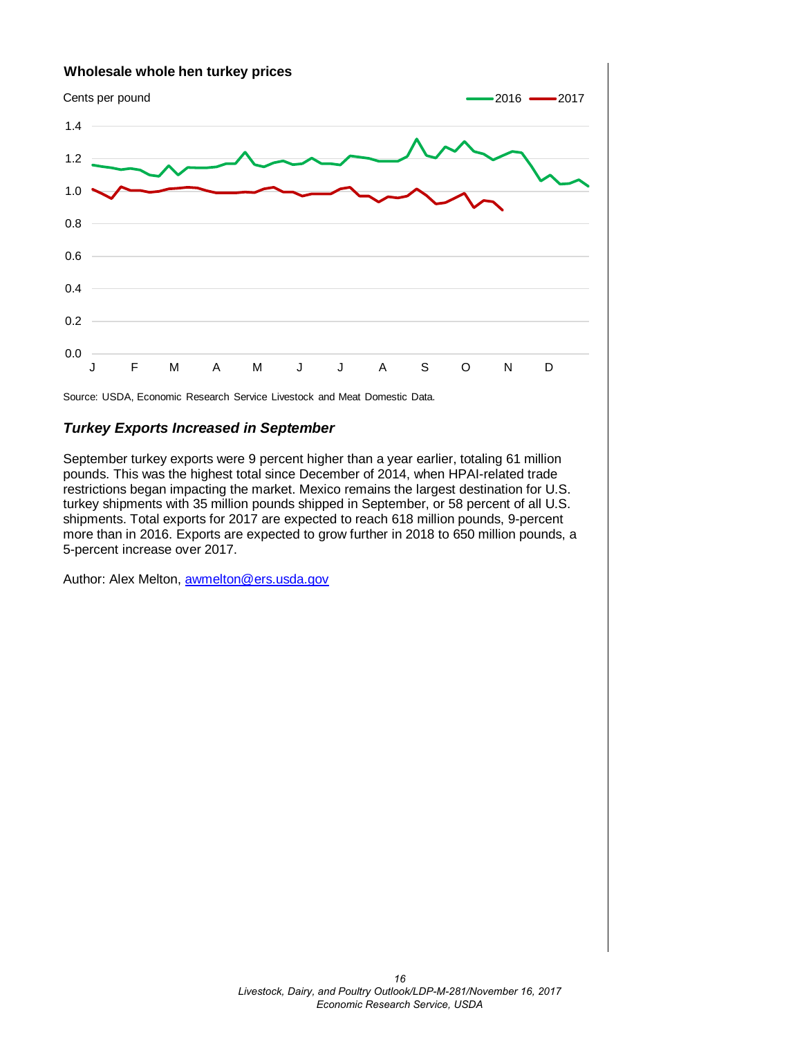**Wholesale whole hen turkey prices**

Cents per pound

Source: USDA, Economic Research Service Livestock and Meat Domestic Data.

### *Turkey Exports Increased in September*

September turkey exports were 9 percent higher than a year earlier, totaling 61 million pounds. This was the highest total since December of 2014, when HPAI-related trade restrictions began impacting the market. Mexico remains the largest destination for U.S. turkey shipments with 35 million pounds shipped in September, or 58 percent of all U.S. shipments. Total exports for 2017 are expected to reach 618 million pounds, 9-percent more than in 2016. Exports are expected to grow further in 2018 to 650 million pounds, a 5-percent increase over 2017.

Author: Alex Melton, awmelton@ers.usda.gov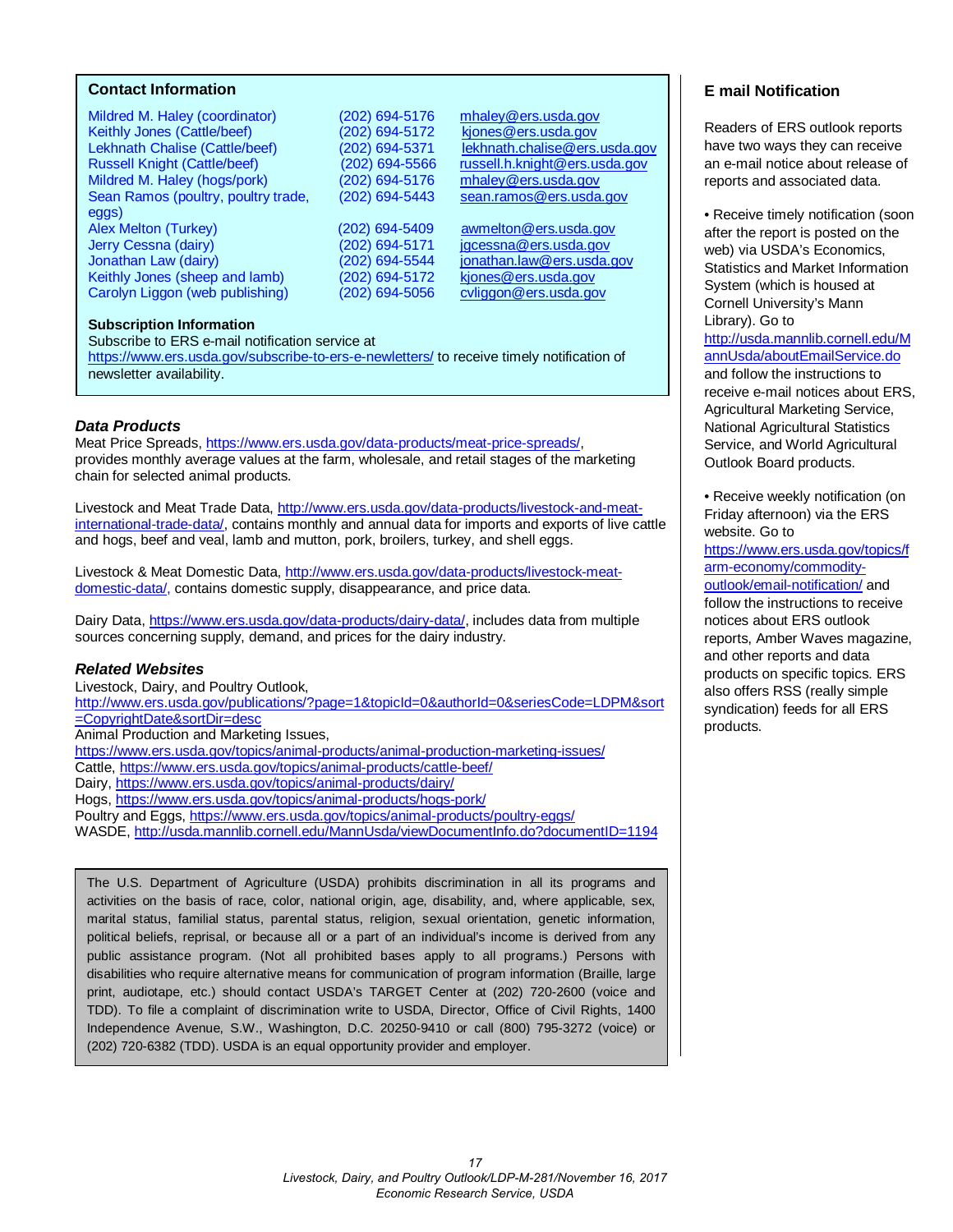## Contact Information

| | | |
|---|---|---|
| Mildred M. Haley (coordinator) | (202) 694-5176 | mhaley@ers.usda.gov |
| Keithly Jones (Cattle/beef) | (202) 694-5172 | kjones@ers.usda.gov |
| Lekhnath Chalise (Cattle/beef) | (202) 694-5371 | lekhnath.chalise@ers.usda.gov |
| Russell Knight (Cattle/beef) | (202) 694-5566 | russell.h.knight@ers.usda.gov |
| Mildred M. Haley (hogs/pork) | (202) 694-5176 | mhaley@ers.usda.gov |
| Sean Ramos (poultry, poultry trade, eggs) | (202) 694-5443 | sean.ramos@ers.usda.gov |
| Alex Melton (Turkey) | (202) 694-5409 | awmelton@ers.usda.gov |
| Jerry Cessna (dairy) | (202) 694-5171 | jgcessna@ers.usda.gov |
| Jonathan Law (dairy) | (202) 694-5544 | jonathan.law@ers.usda.gov |
| Keithly Jones (sheep and lamb) | (202) 694-5172 | kjones@ers.usda.gov |
| Carolyn Liggon (web publishing) | (202) 694-5056 | cvliggon@ers.usda.gov |

**Subscription Information**
Subscribe to ERS e-mail notification service at https://www.ers.usda.gov/subscribe-to-ers-e-newletters/ to receive timely notification of newsletter availability.

### *Data Products*

Meat Price Spreads, https://www.ers.usda.gov/data-products/meat-price-spreads/, provides monthly average values at the farm, wholesale, and retail stages of the marketing chain for selected animal products.

Livestock and Meat Trade Data, http://www.ers.usda.gov/data-products/livestock-and-meat-international-trade-data/, contains monthly and annual data for imports and exports of live cattle and hogs, beef and veal, lamb and mutton, pork, broilers, turkey, and shell eggs.

Livestock & Meat Domestic Data, http://www.ers.usda.gov/data-products/livestock-meat-domestic-data/, contains domestic supply, disappearance, and price data.

Dairy Data, https://www.ers.usda.gov/data-products/dairy-data/, includes data from multiple sources concerning supply, demand, and prices for the dairy industry.

### *Related Websites*

Livestock, Dairy, and Poultry Outlook, http://www.ers.usda.gov/publications/?page=1&topicId=0&authorId=0&seriesCode=LDPM&sort=CopyrightDate&sortDir=desc
Animal Production and Marketing Issues, https://www.ers.usda.gov/topics/animal-products/animal-production-marketing-issues/
Cattle, https://www.ers.usda.gov/topics/animal-products/cattle-beef/
Dairy, https://www.ers.usda.gov/topics/animal-products/dairy/
Hogs, https://www.ers.usda.gov/topics/animal-products/hogs-pork/
Poultry and Eggs, https://www.ers.usda.gov/topics/animal-products/poultry-eggs/
WASDE, http://usda.mannlib.cornell.edu/MannUsda/viewDocumentInfo.do?documentID=1194

The U.S. Department of Agriculture (USDA) prohibits discrimination in all its programs and activities on the basis of race, color, national origin, age, disability, and, where applicable, sex, marital status, familial status, parental status, religion, sexual orientation, genetic information, political beliefs, reprisal, or because all or a part of an individual's income is derived from any public assistance program. (Not all prohibited bases apply to all programs.) Persons with disabilities who require alternative means for communication of program information (Braille, large print, audiotape, etc.) should contact USDA's TARGET Center at (202) 720-2600 (voice and TDD). To file a complaint of discrimination write to USDA, Director, Office of Civil Rights, 1400 Independence Avenue, S.W., Washington, D.C. 20250-9410 or call (800) 795-3272 (voice) or (202) 720-6382 (TDD). USDA is an equal opportunity provider and employer.

## E mail Notification

Readers of ERS outlook reports have two ways they can receive an e-mail notice about release of reports and associated data.

- Receive timely notification (soon after the report is posted on the web) via USDA's Economics, Statistics and Market Information System (which is housed at Cornell University's Mann Library). Go to http://usda.mannlib.cornell.edu/MannUsda/aboutEmailService.do and follow the instructions to receive e-mail notices about ERS, Agricultural Marketing Service, National Agricultural Statistics Service, and World Agricultural Outlook Board products.

- Receive weekly notification (on Friday afternoon) via the ERS website. Go to https://www.ers.usda.gov/topics/farm-economy/commodity-outlook/email-notification/ and follow the instructions to receive notices about ERS outlook reports, Amber Waves magazine, and other reports and data products on specific topics. ERS also offers RSS (really simple syndication) feeds for all ERS products.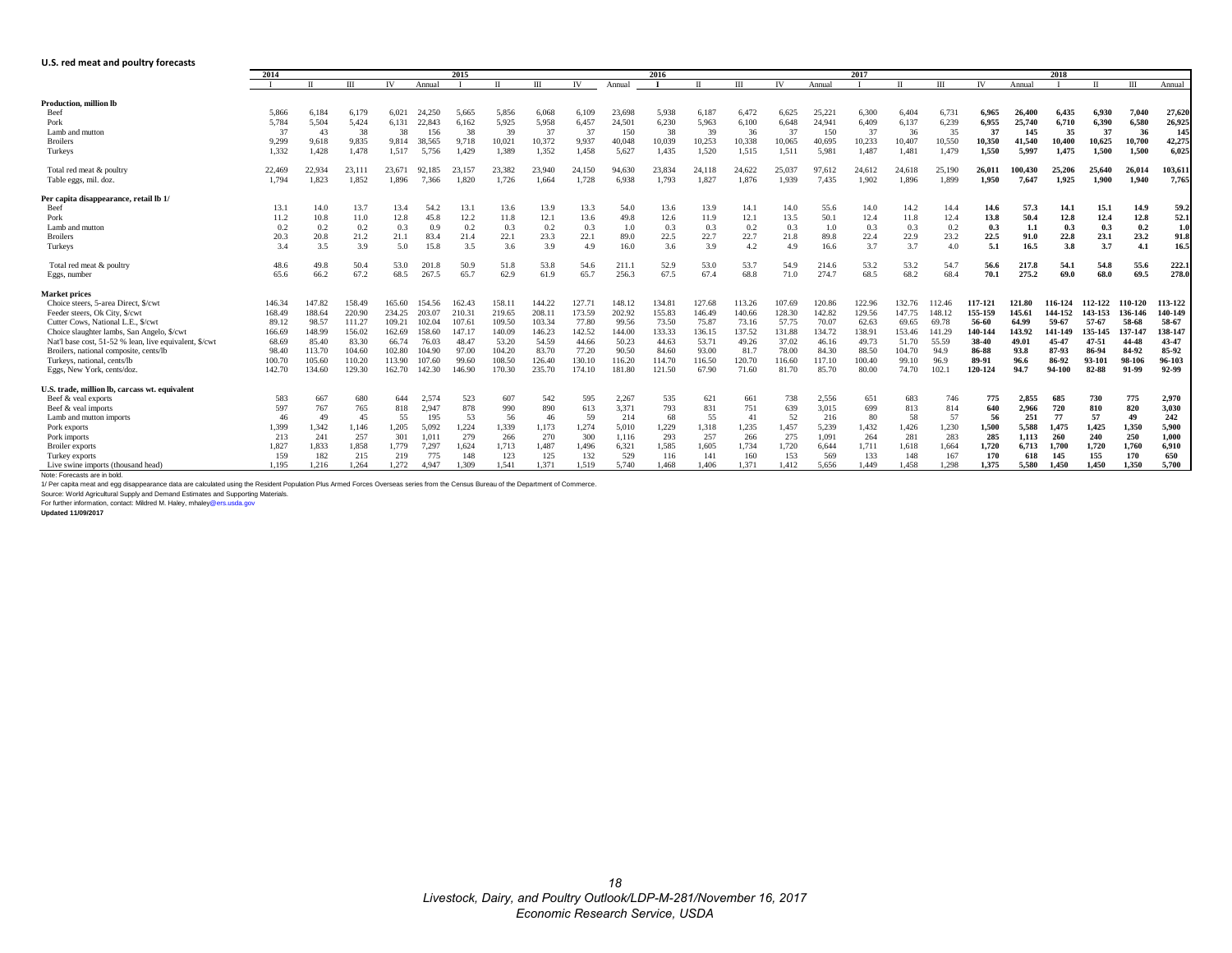## U.S. red meat and poultry forecasts

| | 2014 | | | | | 2015 | | | | | 2016 | | | | | 2017 | | | | | 2018 | | | |
|---|---|---|---|---|---|---|---|---|---|---|---|---|---|---|---|---|---|---|---|---|---|---|---|---|
| | I | II | III | IV | Annual | I | II | III | IV | Annual | I | II | III | IV | Annual | I | II | III | IV | Annual | I | II | III | Annual |
| **Production, million lb** | | | | | | | | | | | | | | | | | | | | | | | | |
| Beef | 5,866 | 6,184 | 6,179 | 6,021 | 24,250 | 5,665 | 5,856 | 6,068 | 6,109 | 23,698 | 5,938 | 6,187 | 6,472 | 6,625 | 25,221 | 6,300 | 6,404 | 6,731 | **6,965** | **26,400** | **6,435** | **6,930** | **7,040** | **27,620** |
| Pork | 5,784 | 5,504 | 5,424 | 6,131 | 22,843 | 6,162 | 5,925 | 5,958 | 6,457 | 24,501 | 6,230 | 5,963 | 6,100 | 6,648 | 24,941 | 6,409 | 6,137 | 6,239 | **6,955** | **25,740** | **6,710** | **6,390** | **6,580** | **26,925** |
| Lamb and mutton | 37 | 43 | 38 | 38 | 156 | 38 | 39 | 37 | 37 | 150 | 38 | 39 | 36 | 37 | 150 | 37 | 36 | 35 | **37** | **145** | **35** | **37** | **36** | **145** |
| Broilers | 9,299 | 9,618 | 9,835 | 9,814 | 38,565 | 9,718 | 10,021 | 10,372 | 9,937 | 40,048 | 10,039 | 10,253 | 10,338 | 10,065 | 40,695 | 10,233 | 10,407 | 10,550 | **10,350** | **41,540** | **10,400** | **10,625** | **10,700** | **42,275** |
| Turkeys | 1,332 | 1,428 | 1,478 | 1,517 | 5,756 | 1,429 | 1,389 | 1,352 | 1,458 | 5,627 | 1,435 | 1,520 | 1,515 | 1,511 | 5,981 | 1,487 | 1,481 | 1,479 | **1,550** | **5,997** | **1,475** | **1,500** | **1,500** | **6,025** |
| Total red meat & poultry | 22,469 | 22,934 | 23,111 | 23,671 | 92,185 | 23,157 | 23,382 | 23,940 | 24,150 | 94,630 | 23,834 | 24,118 | 24,622 | 25,037 | 97,612 | 24,612 | 24,618 | 25,190 | **26,011** | **100,430** | **25,206** | **25,640** | **26,014** | **103,611** |
| Table eggs, mil. doz. | 1,794 | 1,823 | 1,852 | 1,896 | 7,366 | 1,820 | 1,726 | 1,664 | 1,728 | 6,938 | 1,793 | 1,827 | 1,876 | 1,939 | 7,435 | 1,902 | 1,896 | 1,899 | **1,950** | **7,647** | **1,925** | **1,900** | **1,940** | **7,765** |
| **Per capita disappearance, retail lb 1/** | | | | | | | | | | | | | | | | | | | | | | | | |
| Beef | 13.1 | 14.0 | 13.7 | 13.4 | 54.2 | 13.1 | 13.6 | 13.9 | 13.3 | 54.0 | 13.6 | 13.9 | 14.1 | 14.0 | 55.6 | 14.0 | 14.2 | 14.4 | **14.6** | **57.3** | **14.1** | **15.1** | **14.9** | **59.2** |
| Pork | 11.2 | 10.8 | 11.0 | 12.8 | 45.8 | 12.2 | 11.8 | 12.1 | 13.6 | 49.8 | 12.6 | 11.9 | 12.1 | 13.5 | 50.1 | 12.4 | 11.8 | 12.4 | **13.8** | **50.4** | **12.8** | **12.4** | **12.8** | **52.1** |
| Lamb and mutton | 0.2 | 0.2 | 0.2 | 0.3 | 0.9 | 0.2 | 0.3 | 0.2 | 0.3 | 1.0 | 0.3 | 0.3 | 0.2 | 0.3 | 1.0 | 0.3 | 0.3 | 0.2 | **0.3** | **1.1** | **0.3** | **0.3** | **0.2** | **1.0** |
| Broilers | 20.3 | 20.8 | 21.2 | 21.1 | 83.4 | 21.4 | 22.1 | 23.3 | 22.1 | 89.0 | 22.5 | 22.7 | 22.7 | 21.8 | 89.8 | 22.4 | 22.9 | 23.2 | **22.5** | **91.0** | **22.8** | **23.1** | **23.2** | **91.8** |
| Turkeys | 3.4 | 3.5 | 3.9 | 5.0 | 15.8 | 3.5 | 3.6 | 3.9 | 4.9 | 16.0 | 3.6 | 3.9 | 4.2 | 4.9 | 16.6 | 3.7 | 3.7 | 4.0 | **5.1** | **16.5** | **3.8** | **3.7** | **4.1** | **16.5** |
| Total red meat & poultry | 48.6 | 49.8 | 50.4 | 53.0 | 201.8 | 50.9 | 51.8 | 53.8 | 54.6 | 211.1 | 52.9 | 53.0 | 53.7 | 54.9 | 214.6 | 53.2 | 53.2 | 54.7 | **56.6** | **217.8** | **54.1** | **54.8** | **55.6** | **222.1** |
| Eggs, number | 65.6 | 66.2 | 67.2 | 68.5 | 267.5 | 65.7 | 62.9 | 61.9 | 65.7 | 256.3 | 67.5 | 67.4 | 68.8 | 71.0 | 274.7 | 68.5 | 68.2 | 68.4 | **70.1** | **275.2** | **69.0** | **68.0** | **69.5** | **278.0** |
| **Market prices** | | | | | | | | | | | | | | | | | | | | | | | | |
| Choice steers, 5-area Direct, $/cwt | 146.34 | 147.82 | 158.49 | 165.60 | 154.56 | 162.43 | 158.11 | 144.22 | 127.71 | 148.12 | 134.81 | 127.68 | 113.26 | 107.69 | 120.86 | 122.96 | 132.76 | 112.46 | **117-121** | **121.80** | **116-124** | **112-122** | **110-120** | **113-122** |
| Feeder steers, Ok City, $/cwt | 168.49 | 188.64 | 220.90 | 234.25 | 203.07 | 210.31 | 219.65 | 208.11 | 173.59 | 202.92 | 155.83 | 146.49 | 140.66 | 128.30 | 142.82 | 129.56 | 147.75 | 148.12 | **155-159** | **145.61** | **144-152** | **143-153** | **136-146** | **140-149** |
| Cutter Cows, National L.E., $/cwt | 89.12 | 98.57 | 111.27 | 109.21 | 102.04 | 107.61 | 109.50 | 103.34 | 77.80 | 99.56 | 73.50 | 75.87 | 73.16 | 57.75 | 70.07 | 62.63 | 69.65 | 69.78 | **56-60** | **64.99** | **59-67** | **57-67** | **58-68** | **58-67** |
| Choice slaughter lambs, San Angelo, $/cwt | 166.69 | 148.99 | 156.02 | 162.69 | 158.60 | 147.17 | 140.09 | 146.23 | 142.52 | 144.00 | 133.33 | 136.15 | 137.52 | 131.88 | 134.72 | 138.91 | 153.46 | 141.29 | **140-144** | **143.92** | **141-149** | **135-145** | **137-147** | **138-147** |
| Nat'l base cost, 51-52 % lean, live equivalent, $/cwt | 68.69 | 85.40 | 83.30 | 66.74 | 76.03 | 48.47 | 53.20 | 54.59 | 44.66 | 50.23 | 44.63 | 53.71 | 49.26 | 37.02 | 46.16 | 49.73 | 51.70 | 55.59 | **38-40** | **49.01** | **45-47** | **47-51** | **44-48** | **43-47** |
| Broilers, national composite, cents/lb | 98.40 | 113.70 | 104.60 | 102.80 | 104.90 | 97.00 | 104.20 | 83.70 | 77.20 | 90.50 | 84.60 | 93.00 | 81.7 | 78.00 | 84.30 | 88.50 | 104.70 | 94.9 | **86-88** | **93.8** | **87-93** | **86-94** | **84-92** | **85-92** |
| Turkeys, national, cents/lb | 100.70 | 105.60 | 110.20 | 113.90 | 107.60 | 99.60 | 108.50 | 126.40 | 130.10 | 116.20 | 114.70 | 116.50 | 120.70 | 116.60 | 117.10 | 100.40 | 99.10 | 96.9 | **89-91** | **96.6** | **86-92** | **93-101** | **98-106** | **96-103** |
| Eggs, New York, cents/doz. | 142.70 | 134.60 | 129.30 | 162.70 | 142.30 | 146.90 | 170.30 | 235.70 | 174.10 | 181.80 | 121.50 | 67.90 | 71.60 | 81.70 | 85.70 | 80.00 | 74.70 | 102.1 | **120-124** | **94.7** | **94-100** | **82-88** | **91-99** | **92-99** |
| **U.S. trade, million lb, carcass wt. equivalent** | | | | | | | | | | | | | | | | | | | | | | | | |
| Beef & veal exports | 583 | 667 | 680 | 644 | 2,574 | 523 | 607 | 542 | 595 | 2,267 | 535 | 621 | 661 | 738 | 2,556 | 651 | 683 | 746 | **775** | **2,855** | **685** | **730** | **775** | **2,970** |
| Beef & veal imports | 597 | 767 | 765 | 818 | 2,947 | 878 | 990 | 890 | 613 | 3,371 | 793 | 831 | 751 | 639 | 3,015 | 699 | 813 | 814 | **640** | **2,966** | **720** | **810** | **820** | **3,030** |
| Lamb and mutton imports | 46 | 49 | 45 | 55 | 195 | 53 | 56 | 46 | 59 | 214 | 68 | 55 | 41 | 52 | 216 | 80 | 58 | 57 | **56** | **251** | **77** | **57** | **49** | **242** |
| Pork exports | 1,399 | 1,342 | 1,146 | 1,205 | 5,092 | 1,224 | 1,339 | 1,173 | 1,274 | 5,010 | 1,229 | 1,318 | 1,235 | 1,457 | 5,239 | 1,432 | 1,426 | 1,230 | **1,500** | **5,588** | **1,475** | **1,425** | **1,350** | **5,900** |
| Pork imports | 213 | 241 | 257 | 301 | 1,011 | 279 | 266 | 270 | 300 | 1,116 | 293 | 257 | 266 | 275 | 1,091 | 264 | 281 | 283 | **285** | **1,113** | **260** | **240** | **250** | **1,000** |
| Broiler exports | 1,827 | 1,833 | 1,858 | 1,779 | 7,297 | 1,624 | 1,713 | 1,487 | 1,496 | 6,321 | 1,585 | 1,605 | 1,734 | 1,720 | 6,644 | 1,711 | 1,618 | 1,664 | **1,720** | **6,713** | **1,700** | **1,720** | **1,760** | **6,910** |
| Turkey exports | 159 | 182 | 215 | 219 | 775 | 148 | 123 | 125 | 132 | 529 | 116 | 141 | 160 | 153 | 569 | 133 | 148 | 167 | **170** | **618** | **145** | **155** | **170** | **650** |
| Live swine imports (thousand head) | 1,195 | 1,216 | 1,264 | 1,272 | 4,947 | 1,309 | 1,541 | 1,371 | 1,519 | 5,740 | 1,468 | 1,406 | 1,371 | 1,412 | 5,656 | 1,449 | 1,458 | 1,298 | **1,375** | **5,580** | **1,450** | **1,450** | **1,350** | **5,700** |

Note: Forecasts are in bold.

1/ Per capita meat and egg disappearance data are calculated using the Resident Population Plus Armed Forces Overseas series from the Census Bureau of the Department of Commerce.

Source: World Agricultural Supply and Demand Estimates and Supporting Materials.

For further information, contact: Mildred M. Haley, mhaley@ers.usda.gov

**Updated 11/09/2017**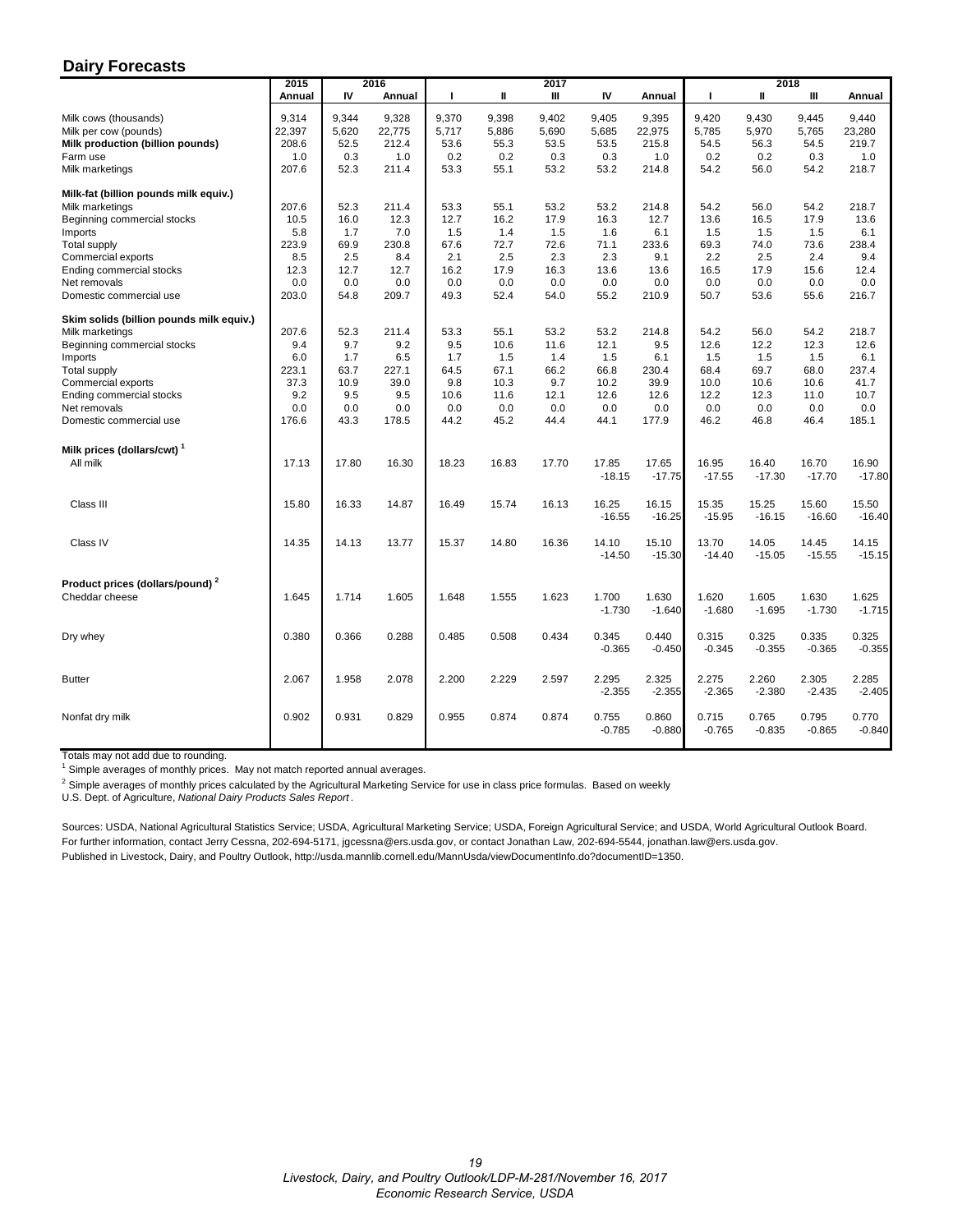## Dairy Forecasts

| | 2015 | 2016 | | 2017 | | | | | 2018 | | | |
|---|---|---|---|---|---|---|---|---|---|---|---|---|
| | Annual | IV | Annual | I | II | III | IV | Annual | I | II | III | Annual |
| Milk cows (thousands) | 9,314 | 9,344 | 9,328 | 9,370 | 9,398 | 9,402 | 9,405 | 9,395 | 9,420 | 9,430 | 9,445 | 9,440 |
| Milk per cow (pounds) | 22,397 | 5,620 | 22,775 | 5,717 | 5,886 | 5,690 | 5,685 | 22,975 | 5,785 | 5,970 | 5,765 | 23,280 |
| **Milk production (billion pounds)** | 208.6 | 52.5 | 212.4 | 53.6 | 55.3 | 53.5 | 53.5 | 215.8 | 54.5 | 56.3 | 54.5 | 219.7 |
| Farm use | 1.0 | 0.3 | 1.0 | 0.2 | 0.2 | 0.3 | 0.3 | 1.0 | 0.2 | 0.2 | 0.3 | 1.0 |
| Milk marketings | 207.6 | 52.3 | 211.4 | 53.3 | 55.1 | 53.2 | 53.2 | 214.8 | 54.2 | 56.0 | 54.2 | 218.7 |
| **Milk-fat (billion pounds milk equiv.)** | | | | | | | | | | | | |
| Milk marketings | 207.6 | 52.3 | 211.4 | 53.3 | 55.1 | 53.2 | 53.2 | 214.8 | 54.2 | 56.0 | 54.2 | 218.7 |
| Beginning commercial stocks | 10.5 | 16.0 | 12.3 | 12.7 | 16.2 | 17.9 | 16.3 | 12.7 | 13.6 | 16.5 | 17.9 | 13.6 |
| Imports | 5.8 | 1.7 | 7.0 | 1.5 | 1.4 | 1.5 | 1.6 | 6.1 | 1.5 | 1.5 | 1.5 | 6.1 |
| Total supply | 223.9 | 69.9 | 230.8 | 67.6 | 72.7 | 72.6 | 71.1 | 233.6 | 69.3 | 74.0 | 73.6 | 238.4 |
| Commercial exports | 8.5 | 2.5 | 8.4 | 2.1 | 2.5 | 2.3 | 2.3 | 9.1 | 2.2 | 2.5 | 2.4 | 9.4 |
| Ending commercial stocks | 12.3 | 12.7 | 12.7 | 16.2 | 17.9 | 16.3 | 13.6 | 13.6 | 16.5 | 17.9 | 15.6 | 12.4 |
| Net removals | 0.0 | 0.0 | 0.0 | 0.0 | 0.0 | 0.0 | 0.0 | 0.0 | 0.0 | 0.0 | 0.0 | 0.0 |
| Domestic commercial use | 203.0 | 54.8 | 209.7 | 49.3 | 52.4 | 54.0 | 55.2 | 210.9 | 50.7 | 53.6 | 55.6 | 216.7 |
| **Skim solids (billion pounds milk equiv.)** | | | | | | | | | | | | |
| Milk marketings | 207.6 | 52.3 | 211.4 | 53.3 | 55.1 | 53.2 | 53.2 | 214.8 | 54.2 | 56.0 | 54.2 | 218.7 |
| Beginning commercial stocks | 9.4 | 9.7 | 9.2 | 9.5 | 10.6 | 11.6 | 12.1 | 9.5 | 12.6 | 12.2 | 12.3 | 12.6 |
| Imports | 6.0 | 1.7 | 6.5 | 1.7 | 1.5 | 1.4 | 1.5 | 6.1 | 1.5 | 1.5 | 1.5 | 6.1 |
| Total supply | 223.1 | 63.7 | 227.1 | 64.5 | 67.1 | 66.2 | 66.8 | 230.4 | 68.4 | 69.7 | 68.0 | 237.4 |
| Commercial exports | 37.3 | 10.9 | 39.0 | 9.8 | 10.3 | 9.7 | 10.2 | 39.9 | 10.0 | 10.6 | 10.6 | 41.7 |
| Ending commercial stocks | 9.2 | 9.5 | 9.5 | 10.6 | 11.6 | 12.1 | 12.6 | 12.6 | 12.2 | 12.3 | 11.0 | 10.7 |
| Net removals | 0.0 | 0.0 | 0.0 | 0.0 | 0.0 | 0.0 | 0.0 | 0.0 | 0.0 | 0.0 | 0.0 | 0.0 |
| Domestic commercial use | 176.6 | 43.3 | 178.5 | 44.2 | 45.2 | 44.4 | 44.1 | 177.9 | 46.2 | 46.8 | 46.4 | 185.1 |
| **Milk prices (dollars/cwt)** [1] | | | | | | | | | | | | |
| All milk | 17.13 | 17.80 | 16.30 | 18.23 | 16.83 | 17.70 | 17.85 -18.15 | 17.65 -17.75 | 16.95 -17.55 | 16.40 -17.30 | 16.70 -17.70 | 16.90 -17.80 |
| Class III | 15.80 | 16.33 | 14.87 | 16.49 | 15.74 | 16.13 | 16.25 -16.55 | 16.15 -16.25 | 15.35 -15.95 | 15.25 -16.15 | 15.60 -16.60 | 15.50 -16.40 |
| Class IV | 14.35 | 14.13 | 13.77 | 15.37 | 14.80 | 16.36 | 14.10 -14.50 | 15.10 -15.30 | 13.70 -14.40 | 14.05 -15.05 | 14.45 -15.55 | 14.15 -15.15 |
| **Product prices (dollars/pound)** [2] | | | | | | | | | | | | |
| Cheddar cheese | 1.645 | 1.714 | 1.605 | 1.648 | 1.555 | 1.623 | 1.700 -1.730 | 1.630 -1.640 | 1.620 -1.680 | 1.605 -1.695 | 1.630 -1.730 | 1.625 -1.715 |
| Dry whey | 0.380 | 0.366 | 0.288 | 0.485 | 0.508 | 0.434 | 0.345 -0.365 | 0.440 -0.450 | 0.315 -0.345 | 0.325 -0.355 | 0.335 -0.365 | 0.325 -0.355 |
| Butter | 2.067 | 1.958 | 2.078 | 2.200 | 2.229 | 2.597 | 2.295 -2.355 | 2.325 -2.355 | 2.275 -2.365 | 2.260 -2.380 | 2.305 -2.435 | 2.285 -2.405 |
| Nonfat dry milk | 0.902 | 0.931 | 0.829 | 0.955 | 0.874 | 0.874 | 0.755 -0.785 | 0.860 -0.880 | 0.715 -0.765 | 0.765 -0.835 | 0.795 -0.865 | 0.770 -0.840 |

Totals may not add due to rounding.

[1] Simple averages of monthly prices. May not match reported annual averages.

[2] Simple averages of monthly prices calculated by the Agricultural Marketing Service for use in class price formulas. Based on weekly U.S. Dept. of Agriculture, *National Dairy Products Sales Report*.

Sources: USDA, National Agricultural Statistics Service; USDA, Agricultural Marketing Service; USDA, Foreign Agricultural Service; and USDA, World Agricultural Outlook Board.
For further information, contact Jerry Cessna, 202-694-5171, jgcessna@ers.usda.gov, or contact Jonathan Law, 202-694-5544, jonathan.law@ers.usda.gov.
Published in Livestock, Dairy, and Poultry Outlook, http://usda.mannlib.cornell.edu/MannUsda/viewDocumentInfo.do?documentID=1350.